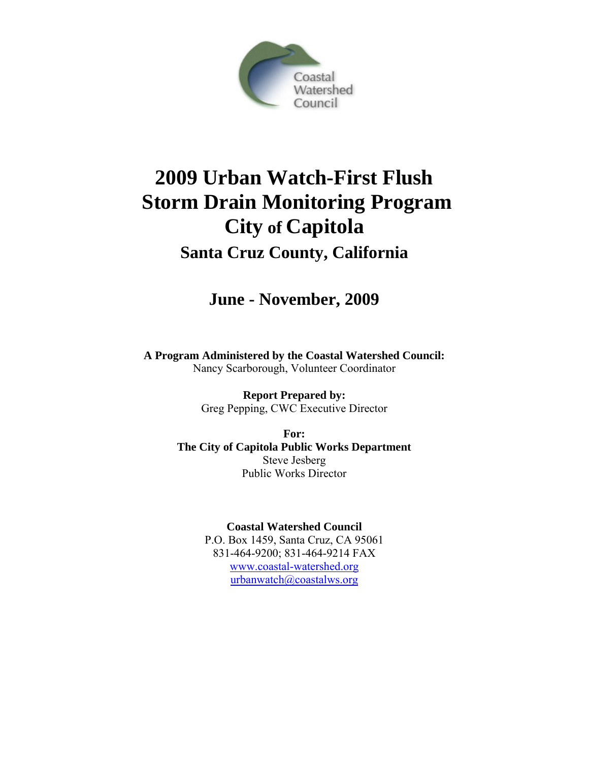Coastal Watershed Council

# 2009 Urban Watch-First Flush Storm Drain Monitoring Program City of Capitola

## Santa Cruz County, California

## June - November, 2009

**A Program Administered by the Coastal Watershed Council:**
Nancy Scarborough, Volunteer Coordinator

**Report Prepared by:**
Greg Pepping, CWC Executive Director

**For:**
**The City of Capitola Public Works Department**
Steve Jesberg
Public Works Director

**Coastal Watershed Council**
P.O. Box 1459, Santa Cruz, CA 95061
831-464-9200; 831-464-9214 FAX
www.coastal-watershed.org
urbanwatch@coastalws.org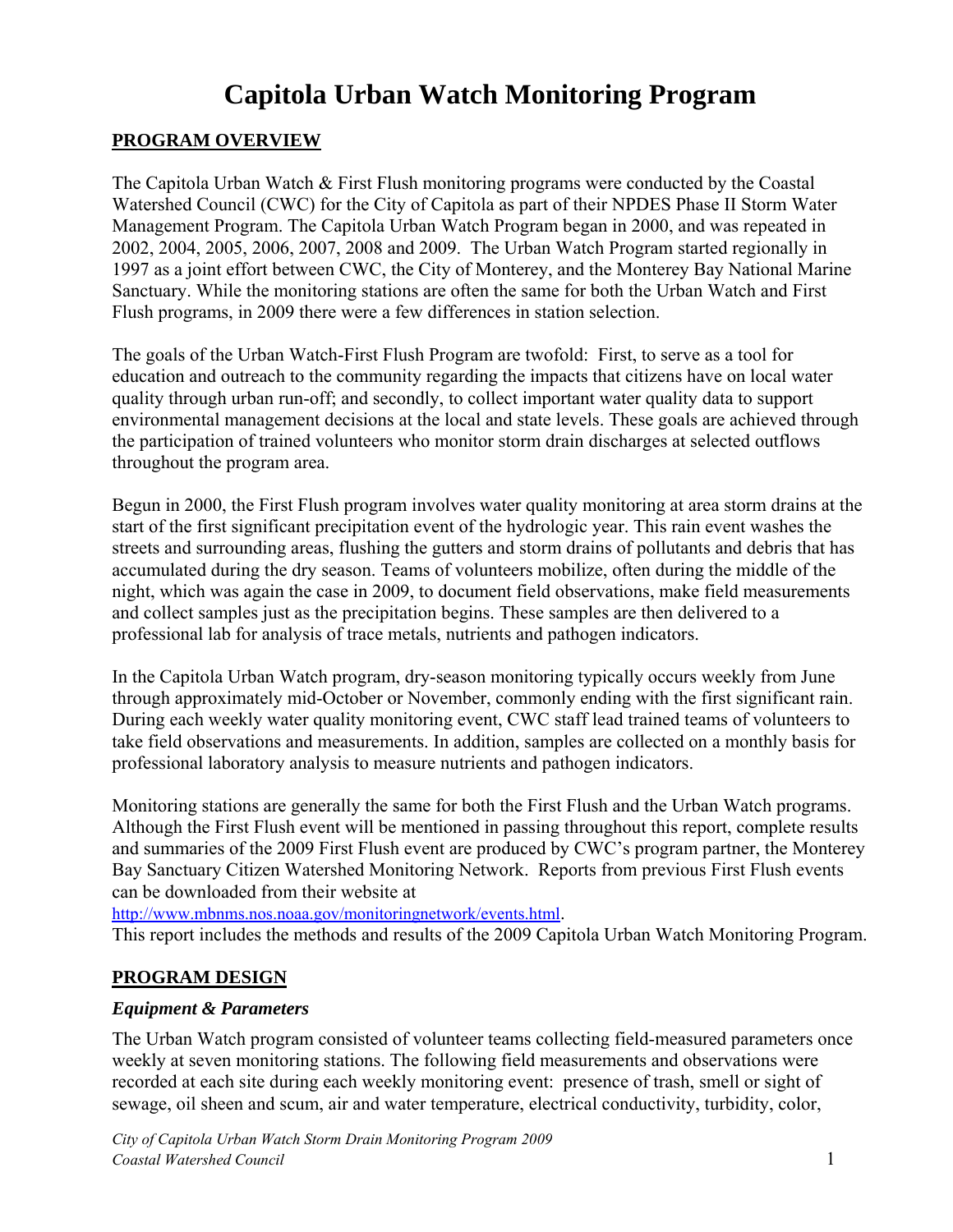# Capitola Urban Watch Monitoring Program

## PROGRAM OVERVIEW

The Capitola Urban Watch & First Flush monitoring programs were conducted by the Coastal Watershed Council (CWC) for the City of Capitola as part of their NPDES Phase II Storm Water Management Program. The Capitola Urban Watch Program began in 2000, and was repeated in 2002, 2004, 2005, 2006, 2007, 2008 and 2009. The Urban Watch Program started regionally in 1997 as a joint effort between CWC, the City of Monterey, and the Monterey Bay National Marine Sanctuary. While the monitoring stations are often the same for both the Urban Watch and First Flush programs, in 2009 there were a few differences in station selection.

The goals of the Urban Watch-First Flush Program are twofold: First, to serve as a tool for education and outreach to the community regarding the impacts that citizens have on local water quality through urban run-off; and secondly, to collect important water quality data to support environmental management decisions at the local and state levels. These goals are achieved through the participation of trained volunteers who monitor storm drain discharges at selected outflows throughout the program area.

Begun in 2000, the First Flush program involves water quality monitoring at area storm drains at the start of the first significant precipitation event of the hydrologic year. This rain event washes the streets and surrounding areas, flushing the gutters and storm drains of pollutants and debris that has accumulated during the dry season. Teams of volunteers mobilize, often during the middle of the night, which was again the case in 2009, to document field observations, make field measurements and collect samples just as the precipitation begins. These samples are then delivered to a professional lab for analysis of trace metals, nutrients and pathogen indicators.

In the Capitola Urban Watch program, dry-season monitoring typically occurs weekly from June through approximately mid-October or November, commonly ending with the first significant rain. During each weekly water quality monitoring event, CWC staff lead trained teams of volunteers to take field observations and measurements. In addition, samples are collected on a monthly basis for professional laboratory analysis to measure nutrients and pathogen indicators.

Monitoring stations are generally the same for both the First Flush and the Urban Watch programs. Although the First Flush event will be mentioned in passing throughout this report, complete results and summaries of the 2009 First Flush event are produced by CWC's program partner, the Monterey Bay Sanctuary Citizen Watershed Monitoring Network. Reports from previous First Flush events can be downloaded from their website at http://www.mbnms.nos.noaa.gov/monitoringnetwork/events.html.

This report includes the methods and results of the 2009 Capitola Urban Watch Monitoring Program.

## PROGRAM DESIGN

### *Equipment & Parameters*

The Urban Watch program consisted of volunteer teams collecting field-measured parameters once weekly at seven monitoring stations. The following field measurements and observations were recorded at each site during each weekly monitoring event: presence of trash, smell or sight of sewage, oil sheen and scum, air and water temperature, electrical conductivity, turbidity, color,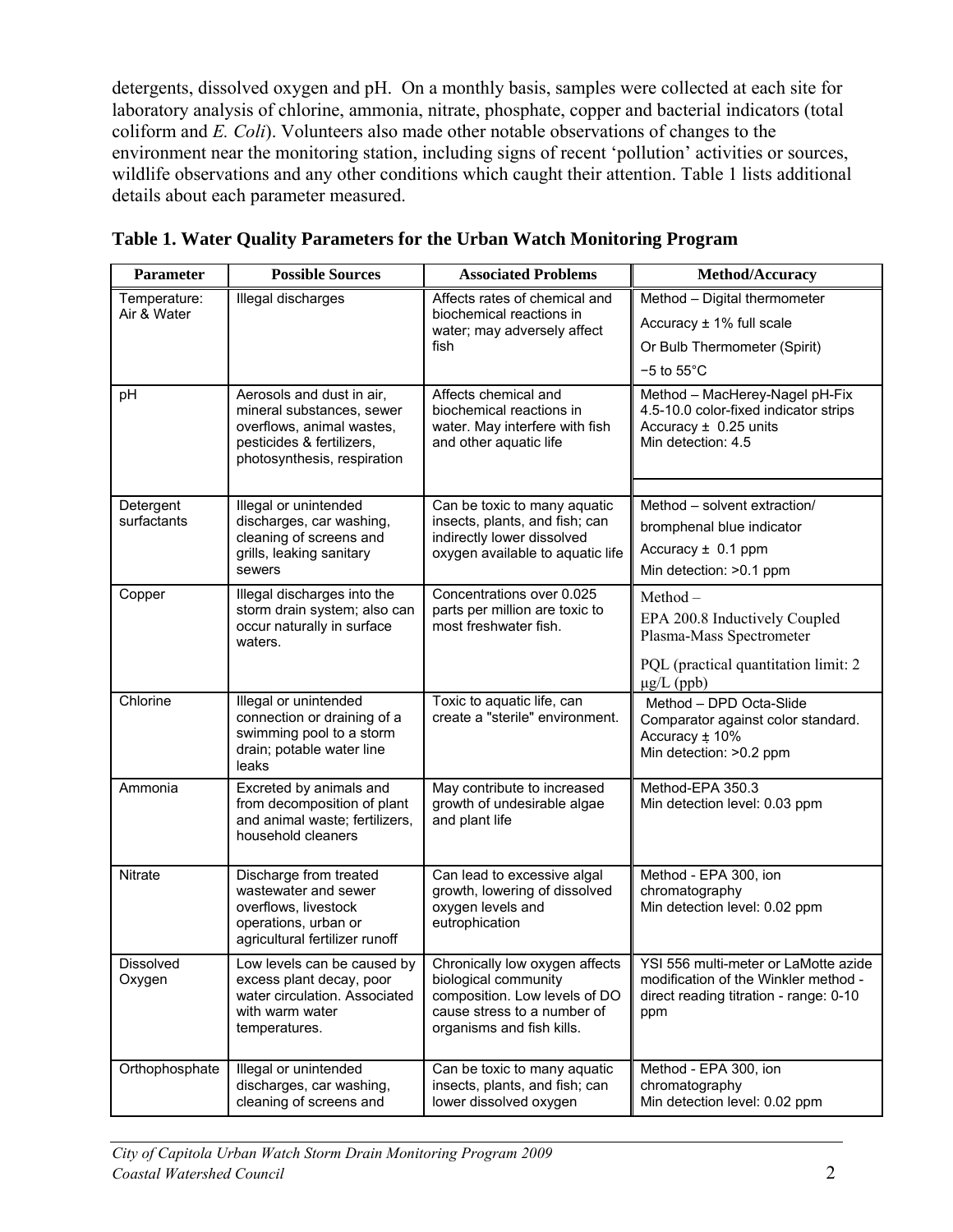detergents, dissolved oxygen and pH. On a monthly basis, samples were collected at each site for laboratory analysis of chlorine, ammonia, nitrate, phosphate, copper and bacterial indicators (total coliform and *E. Coli*). Volunteers also made other notable observations of changes to the environment near the monitoring station, including signs of recent 'pollution' activities or sources, wildlife observations and any other conditions which caught their attention. Table 1 lists additional details about each parameter measured.

**Table 1. Water Quality Parameters for the Urban Watch Monitoring Program**

| Parameter | Possible Sources | Associated Problems | Method/Accuracy |
|---|---|---|---|
| Temperature: Air & Water | Illegal discharges | Affects rates of chemical and biochemical reactions in water; may adversely affect fish | Method – Digital thermometer<br>Accuracy ± 1% full scale<br>Or Bulb Thermometer (Spirit)<br>−5 to 55°C |
| pH | Aerosols and dust in air, mineral substances, sewer overflows, animal wastes, pesticides & fertilizers, photosynthesis, respiration | Affects chemical and biochemical reactions in water. May interfere with fish and other aquatic life | Method – MacHerey-Nagel pH-Fix 4.5-10.0 color-fixed indicator strips<br>Accuracy ± 0.25 units<br>Min detection: 4.5 |
| Detergent surfactants | Illegal or unintended discharges, car washing, cleaning of screens and grills, leaking sanitary sewers | Can be toxic to many aquatic insects, plants, and fish; can indirectly lower dissolved oxygen available to aquatic life | Method – solvent extraction/ bromphenal blue indicator<br>Accuracy ± 0.1 ppm<br>Min detection: >0.1 ppm |
| Copper | Illegal discharges into the storm drain system; also can occur naturally in surface waters. | Concentrations over 0.025 parts per million are toxic to most freshwater fish. | Method –<br>EPA 200.8 Inductively Coupled Plasma-Mass Spectrometer<br>PQL (practical quantitation limit: 2 μg/L (ppb) |
| Chlorine | Illegal or unintended connection or draining of a swimming pool to a storm drain; potable water line leaks | Toxic to aquatic life, can create a "sterile" environment. | Method – DPD Octa-Slide Comparator against color standard.<br>Accuracy ± 10%<br>Min detection: >0.2 ppm |
| Ammonia | Excreted by animals and from decomposition of plant and animal waste; fertilizers, household cleaners | May contribute to increased growth of undesirable algae and plant life | Method-EPA 350.3<br>Min detection level: 0.03 ppm |
| Nitrate | Discharge from treated wastewater and sewer overflows, livestock operations, urban or agricultural fertilizer runoff | Can lead to excessive algal growth, lowering of dissolved oxygen levels and eutrophication | Method - EPA 300, ion chromatography<br>Min detection level: 0.02 ppm |
| Dissolved Oxygen | Low levels can be caused by excess plant decay, poor water circulation. Associated with warm water temperatures. | Chronically low oxygen affects biological community composition. Low levels of DO cause stress to a number of organisms and fish kills. | YSI 556 multi-meter or LaMotte azide modification of the Winkler method - direct reading titration - range: 0-10 ppm |
| Orthophosphate | Illegal or unintended discharges, car washing, cleaning of screens and | Can be toxic to many aquatic insects, plants, and fish; can lower dissolved oxygen | Method - EPA 300, ion chromatography<br>Min detection level: 0.02 ppm |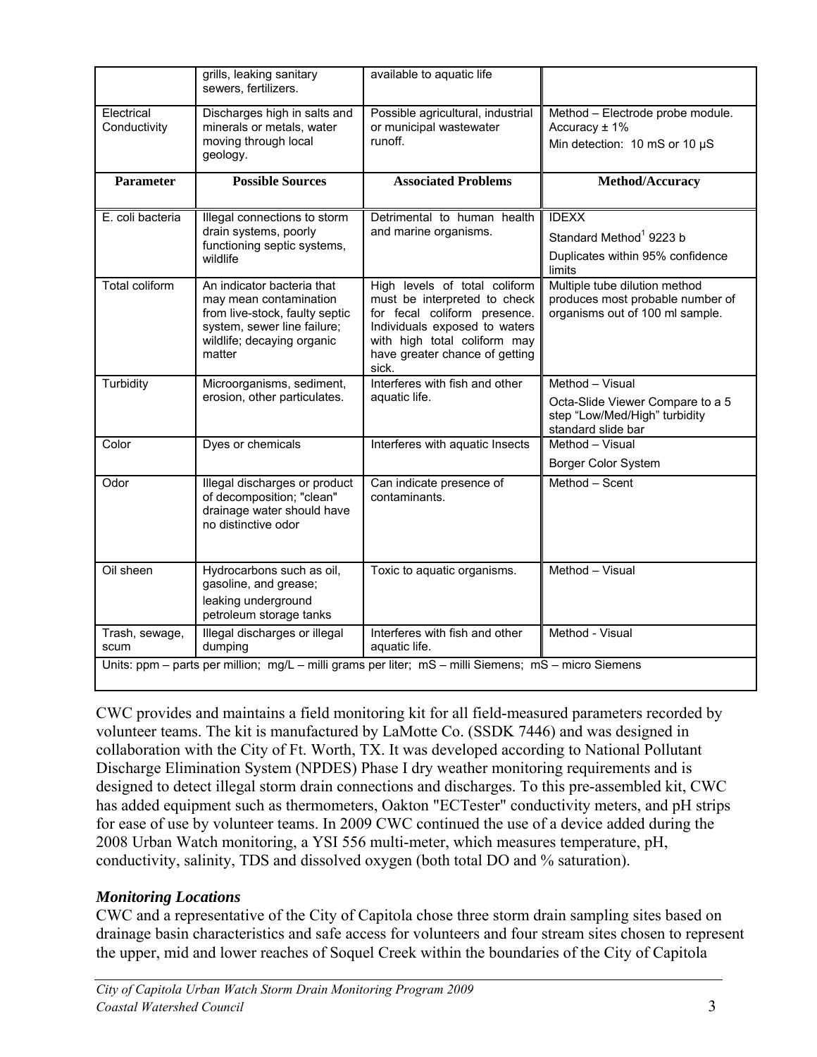|  | grills, leaking sanitary sewers, fertilizers. | available to aquatic life |  |
| --- | --- | --- | --- |
| Electrical Conductivity | Discharges high in salts and minerals or metals, water moving through local geology. | Possible agricultural, industrial or municipal wastewater runoff. | Method – Electrode probe module. Accuracy ± 1% Min detection: 10 mS or 10 µS |
| **Parameter** | **Possible Sources** | **Associated Problems** | **Method/Accuracy** |
| E. coli bacteria | Illegal connections to storm drain systems, poorly functioning septic systems, wildlife | Detrimental to human health and marine organisms. | IDEXX Standard Method[1] 9223 b Duplicates within 95% confidence limits |
| Total coliform | An indicator bacteria that may mean contamination from live-stock, faulty septic system, sewer line failure; wildlife; decaying organic matter | High levels of total coliform must be interpreted to check for fecal coliform presence. Individuals exposed to waters with high total coliform may have greater chance of getting sick. | Multiple tube dilution method produces most probable number of organisms out of 100 ml sample. |
| Turbidity | Microorganisms, sediment, erosion, other particulates. | Interferes with fish and other aquatic life. | Method – Visual Octa-Slide Viewer Compare to a 5 step "Low/Med/High" turbidity standard slide bar |
| Color | Dyes or chemicals | Interferes with aquatic Insects | Method – Visual Borger Color System |
| Odor | Illegal discharges or product of decomposition; "clean" drainage water should have no distinctive odor | Can indicate presence of contaminants. | Method – Scent |
| Oil sheen | Hydrocarbons such as oil, gasoline, and grease; leaking underground petroleum storage tanks | Toxic to aquatic organisms. | Method – Visual |
| Trash, sewage, scum | Illegal discharges or illegal dumping | Interferes with fish and other aquatic life. | Method - Visual |
| Units: ppm – parts per million; mg/L – milli grams per liter; mS – milli Siemens; mS – micro Siemens |  |  |  |

CWC provides and maintains a field monitoring kit for all field-measured parameters recorded by volunteer teams. The kit is manufactured by LaMotte Co. (SSDK 7446) and was designed in collaboration with the City of Ft. Worth, TX. It was developed according to National Pollutant Discharge Elimination System (NPDES) Phase I dry weather monitoring requirements and is designed to detect illegal storm drain connections and discharges. To this pre-assembled kit, CWC has added equipment such as thermometers, Oakton "ECTester" conductivity meters, and pH strips for ease of use by volunteer teams. In 2009 CWC continued the use of a device added during the 2008 Urban Watch monitoring, a YSI 556 multi-meter, which measures temperature, pH, conductivity, salinity, TDS and dissolved oxygen (both total DO and % saturation).

### *Monitoring Locations*

CWC and a representative of the City of Capitola chose three storm drain sampling sites based on drainage basin characteristics and safe access for volunteers and four stream sites chosen to represent the upper, mid and lower reaches of Soquel Creek within the boundaries of the City of Capitola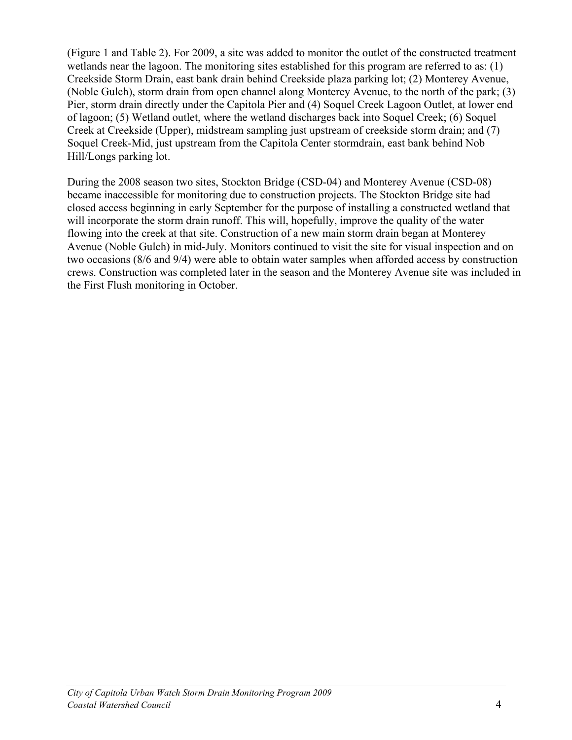(Figure 1 and Table 2). For 2009, a site was added to monitor the outlet of the constructed treatment wetlands near the lagoon. The monitoring sites established for this program are referred to as: (1) Creekside Storm Drain, east bank drain behind Creekside plaza parking lot; (2) Monterey Avenue, (Noble Gulch), storm drain from open channel along Monterey Avenue, to the north of the park; (3) Pier, storm drain directly under the Capitola Pier and (4) Soquel Creek Lagoon Outlet, at lower end of lagoon; (5) Wetland outlet, where the wetland discharges back into Soquel Creek; (6) Soquel Creek at Creekside (Upper), midstream sampling just upstream of creekside storm drain; and (7) Soquel Creek-Mid, just upstream from the Capitola Center stormdrain, east bank behind Nob Hill/Longs parking lot.

During the 2008 season two sites, Stockton Bridge (CSD-04) and Monterey Avenue (CSD-08) became inaccessible for monitoring due to construction projects. The Stockton Bridge site had closed access beginning in early September for the purpose of installing a constructed wetland that will incorporate the storm drain runoff. This will, hopefully, improve the quality of the water flowing into the creek at that site. Construction of a new main storm drain began at Monterey Avenue (Noble Gulch) in mid-July. Monitors continued to visit the site for visual inspection and on two occasions (8/6 and 9/4) were able to obtain water samples when afforded access by construction crews. Construction was completed later in the season and the Monterey Avenue site was included in the First Flush monitoring in October.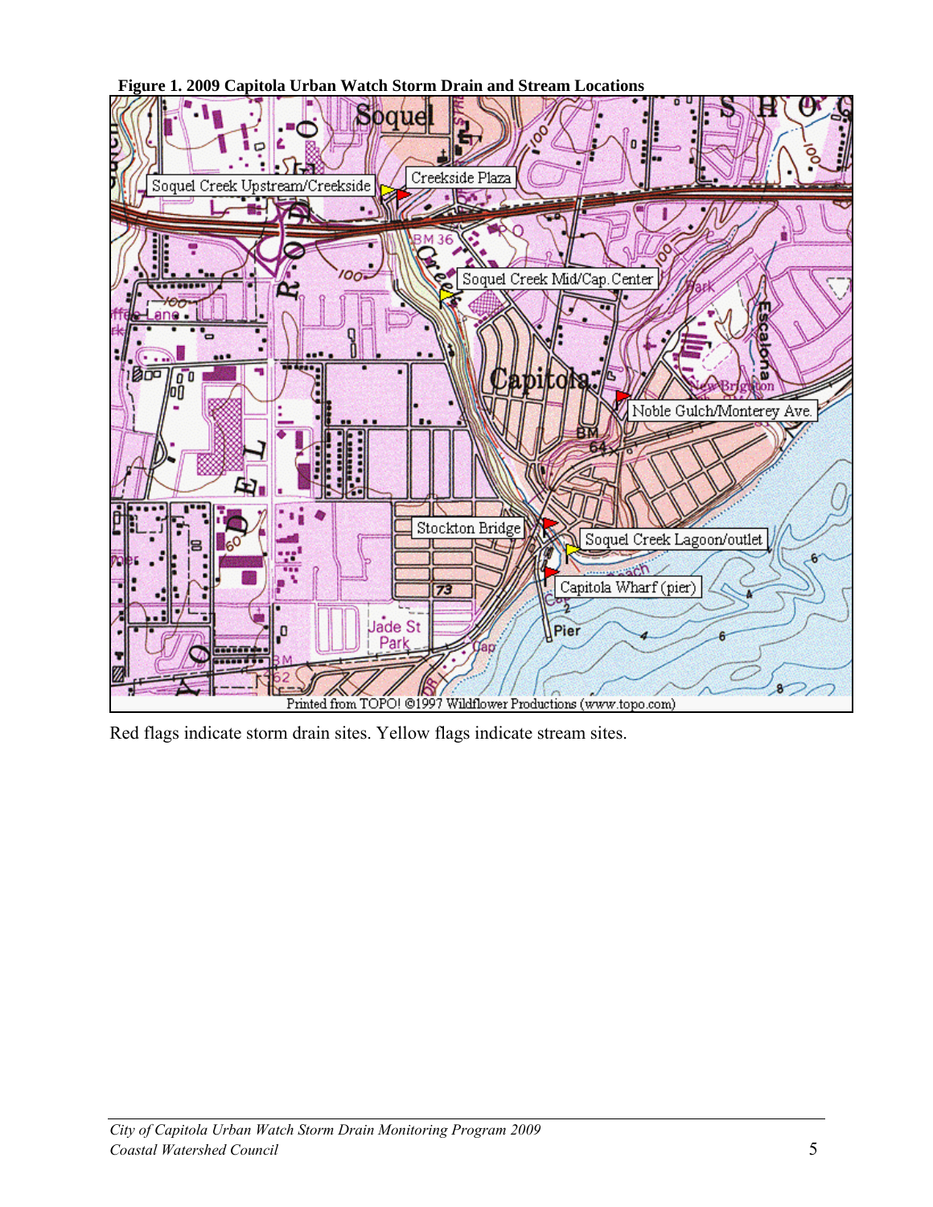**Figure 1. 2009 Capitola Urban Watch Storm Drain and Stream Locations**

Red flags indicate storm drain sites. Yellow flags indicate stream sites.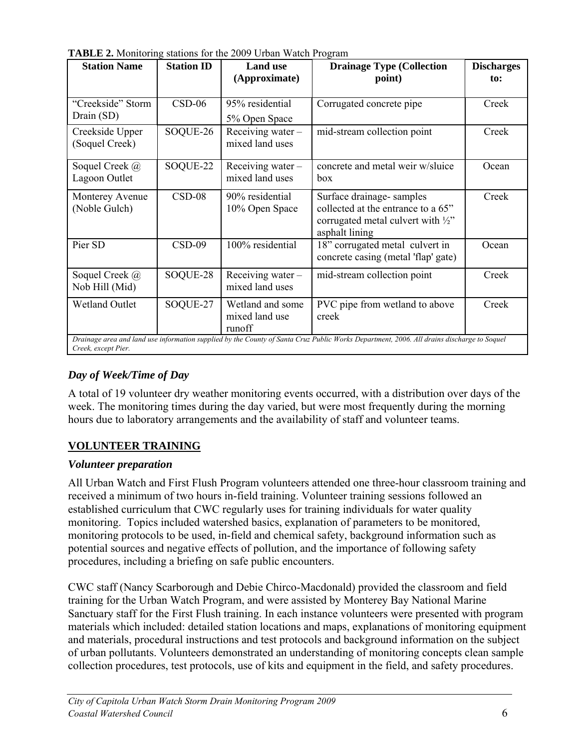**TABLE 2.** Monitoring stations for the 2009 Urban Watch Program

| Station Name | Station ID | Land use (Approximate) | Drainage Type (Collection point) | Discharges to: |
|---|---|---|---|---|
| "Creekside" Storm Drain (SD) | CSD-06 | 95% residential 5% Open Space | Corrugated concrete pipe | Creek |
| Creekside Upper (Soquel Creek) | SOQUE-26 | Receiving water – mixed land uses | mid-stream collection point | Creek |
| Soquel Creek @ Lagoon Outlet | SOQUE-22 | Receiving water – mixed land uses | concrete and metal weir w/sluice box | Ocean |
| Monterey Avenue (Noble Gulch) | CSD-08 | 90% residential 10% Open Space | Surface drainage- samples collected at the entrance to a 65" corrugated metal culvert with ½" asphalt lining | Creek |
| Pier SD | CSD-09 | 100% residential | 18" corrugated metal culvert in concrete casing (metal 'flap' gate) | Ocean |
| Soquel Creek @ Nob Hill (Mid) | SOQUE-28 | Receiving water – mixed land uses | mid-stream collection point | Creek |
| Wetland Outlet | SOQUE-27 | Wetland and some mixed land use runoff | PVC pipe from wetland to above creek | Creek |

*Drainage area and land use information supplied by the County of Santa Cruz Public Works Department, 2006. All drains discharge to Soquel Creek, except Pier.*

### *Day of Week/Time of Day*

A total of 19 volunteer dry weather monitoring events occurred, with a distribution over days of the week. The monitoring times during the day varied, but were most frequently during the morning hours due to laboratory arrangements and the availability of staff and volunteer teams.

## VOLUNTEER TRAINING

### *Volunteer preparation*

All Urban Watch and First Flush Program volunteers attended one three-hour classroom training and received a minimum of two hours in-field training. Volunteer training sessions followed an established curriculum that CWC regularly uses for training individuals for water quality monitoring. Topics included watershed basics, explanation of parameters to be monitored, monitoring protocols to be used, in-field and chemical safety, background information such as potential sources and negative effects of pollution, and the importance of following safety procedures, including a briefing on safe public encounters.

CWC staff (Nancy Scarborough and Debie Chirco-Macdonald) provided the classroom and field training for the Urban Watch Program, and were assisted by Monterey Bay National Marine Sanctuary staff for the First Flush training. In each instance volunteers were presented with program materials which included: detailed station locations and maps, explanations of monitoring equipment and materials, procedural instructions and test protocols and background information on the subject of urban pollutants. Volunteers demonstrated an understanding of monitoring concepts clean sample collection procedures, test protocols, use of kits and equipment in the field, and safety procedures.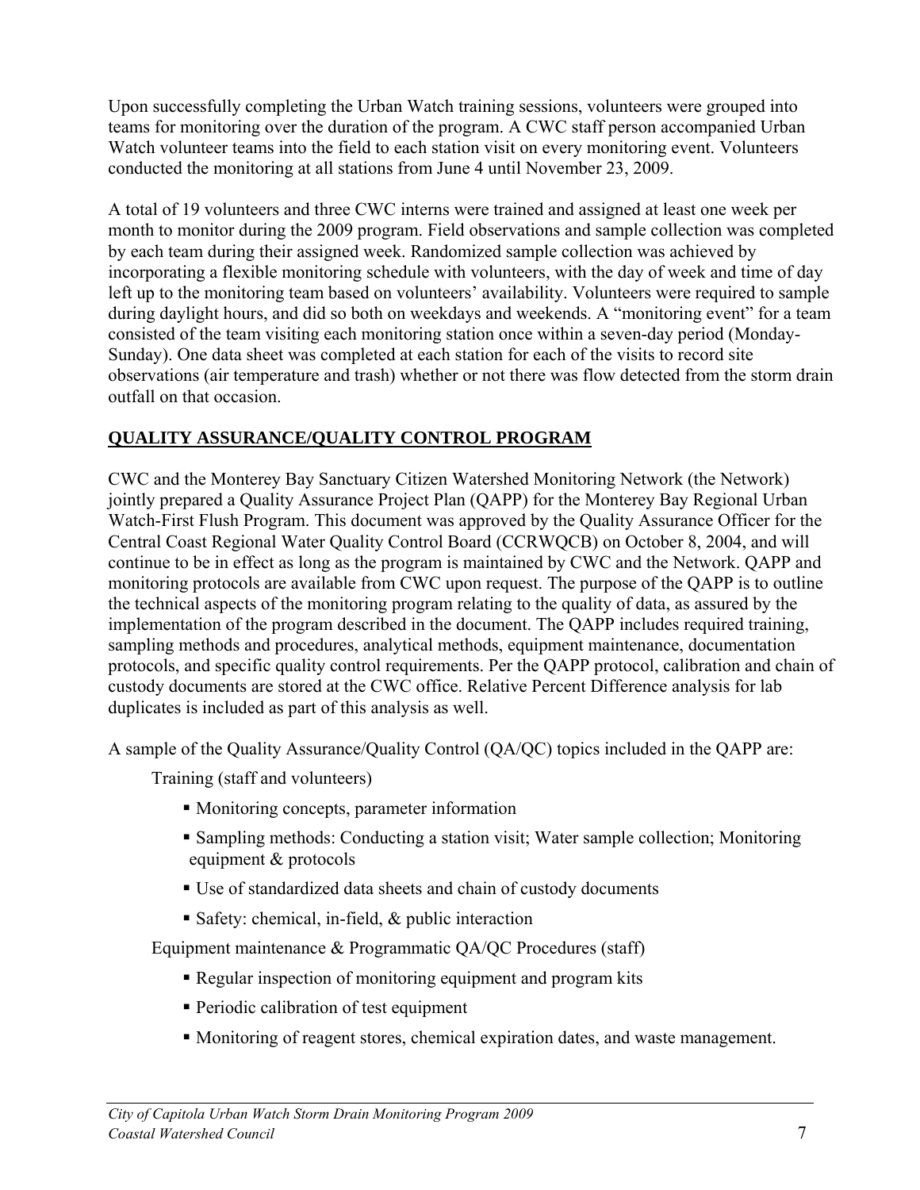Upon successfully completing the Urban Watch training sessions, volunteers were grouped into teams for monitoring over the duration of the program. A CWC staff person accompanied Urban Watch volunteer teams into the field to each station visit on every monitoring event. Volunteers conducted the monitoring at all stations from June 4 until November 23, 2009.

A total of 19 volunteers and three CWC interns were trained and assigned at least one week per month to monitor during the 2009 program. Field observations and sample collection was completed by each team during their assigned week. Randomized sample collection was achieved by incorporating a flexible monitoring schedule with volunteers, with the day of week and time of day left up to the monitoring team based on volunteers' availability. Volunteers were required to sample during daylight hours, and did so both on weekdays and weekends. A "monitoring event" for a team consisted of the team visiting each monitoring station once within a seven-day period (Monday-Sunday). One data sheet was completed at each station for each of the visits to record site observations (air temperature and trash) whether or not there was flow detected from the storm drain outfall on that occasion.

## QUALITY ASSURANCE/QUALITY CONTROL PROGRAM

CWC and the Monterey Bay Sanctuary Citizen Watershed Monitoring Network (the Network) jointly prepared a Quality Assurance Project Plan (QAPP) for the Monterey Bay Regional Urban Watch-First Flush Program. This document was approved by the Quality Assurance Officer for the Central Coast Regional Water Quality Control Board (CCRWQCB) on October 8, 2004, and will continue to be in effect as long as the program is maintained by CWC and the Network. QAPP and monitoring protocols are available from CWC upon request. The purpose of the QAPP is to outline the technical aspects of the monitoring program relating to the quality of data, as assured by the implementation of the program described in the document. The QAPP includes required training, sampling methods and procedures, analytical methods, equipment maintenance, documentation protocols, and specific quality control requirements. Per the QAPP protocol, calibration and chain of custody documents are stored at the CWC office. Relative Percent Difference analysis for lab duplicates is included as part of this analysis as well.

A sample of the Quality Assurance/Quality Control (QA/QC) topics included in the QAPP are:

Training (staff and volunteers)

- Monitoring concepts, parameter information
- Sampling methods: Conducting a station visit; Water sample collection; Monitoring equipment & protocols
- Use of standardized data sheets and chain of custody documents
- Safety: chemical, in-field, & public interaction

Equipment maintenance & Programmatic QA/QC Procedures (staff)

- Regular inspection of monitoring equipment and program kits
- Periodic calibration of test equipment
- Monitoring of reagent stores, chemical expiration dates, and waste management.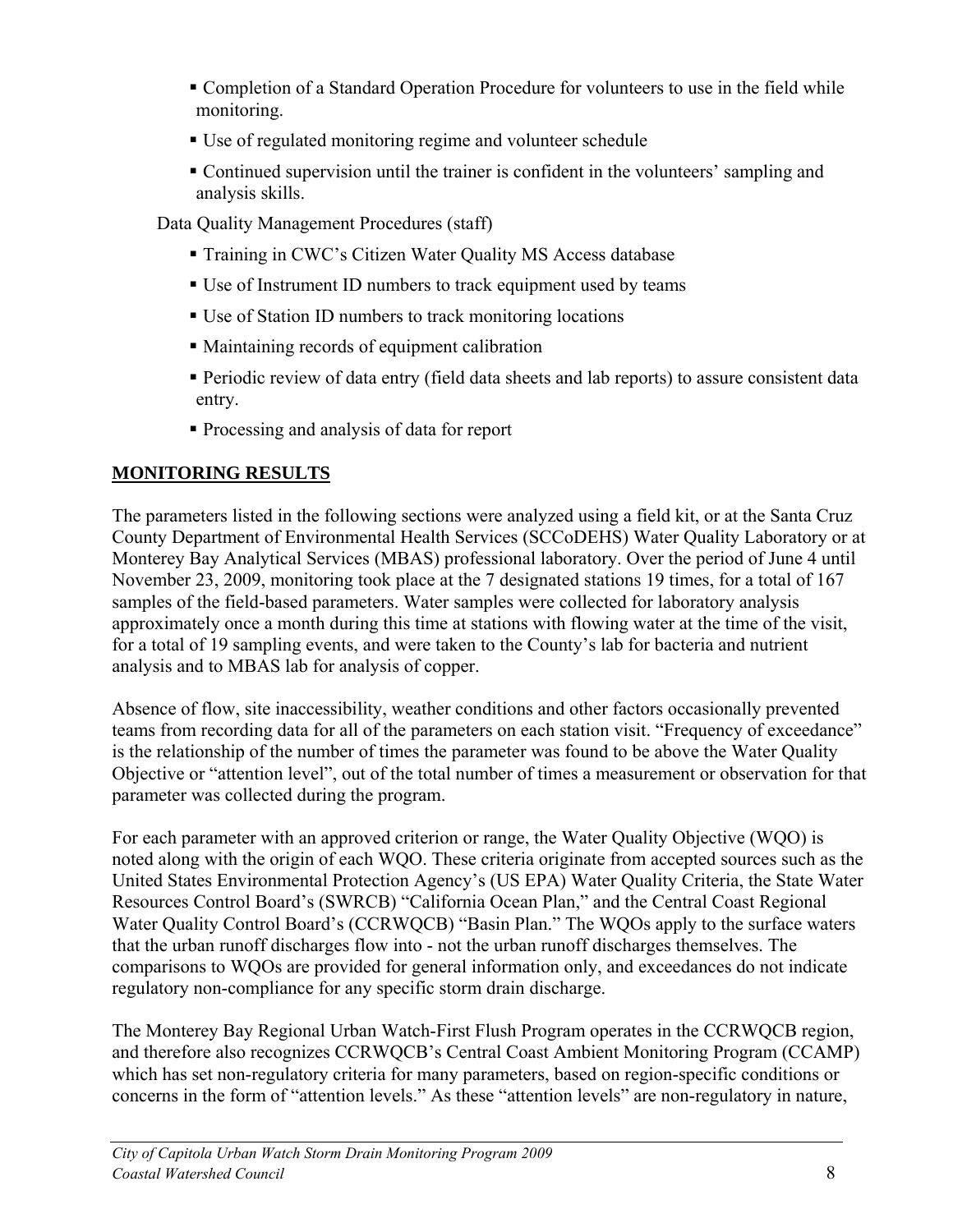- Completion of a Standard Operation Procedure for volunteers to use in the field while monitoring.
- Use of regulated monitoring regime and volunteer schedule
- Continued supervision until the trainer is confident in the volunteers' sampling and analysis skills.

Data Quality Management Procedures (staff)

- Training in CWC's Citizen Water Quality MS Access database
- Use of Instrument ID numbers to track equipment used by teams
- Use of Station ID numbers to track monitoring locations
- Maintaining records of equipment calibration
- Periodic review of data entry (field data sheets and lab reports) to assure consistent data entry.
- Processing and analysis of data for report

## MONITORING RESULTS

The parameters listed in the following sections were analyzed using a field kit, or at the Santa Cruz County Department of Environmental Health Services (SCCoDEHS) Water Quality Laboratory or at Monterey Bay Analytical Services (MBAS) professional laboratory. Over the period of June 4 until November 23, 2009, monitoring took place at the 7 designated stations 19 times, for a total of 167 samples of the field-based parameters. Water samples were collected for laboratory analysis approximately once a month during this time at stations with flowing water at the time of the visit, for a total of 19 sampling events, and were taken to the County's lab for bacteria and nutrient analysis and to MBAS lab for analysis of copper.

Absence of flow, site inaccessibility, weather conditions and other factors occasionally prevented teams from recording data for all of the parameters on each station visit. "Frequency of exceedance" is the relationship of the number of times the parameter was found to be above the Water Quality Objective or "attention level", out of the total number of times a measurement or observation for that parameter was collected during the program.

For each parameter with an approved criterion or range, the Water Quality Objective (WQO) is noted along with the origin of each WQO. These criteria originate from accepted sources such as the United States Environmental Protection Agency's (US EPA) Water Quality Criteria, the State Water Resources Control Board's (SWRCB) "California Ocean Plan," and the Central Coast Regional Water Quality Control Board's (CCRWQCB) "Basin Plan." The WQOs apply to the surface waters that the urban runoff discharges flow into - not the urban runoff discharges themselves. The comparisons to WQOs are provided for general information only, and exceedances do not indicate regulatory non-compliance for any specific storm drain discharge.

The Monterey Bay Regional Urban Watch-First Flush Program operates in the CCRWQCB region, and therefore also recognizes CCRWQCB's Central Coast Ambient Monitoring Program (CCAMP) which has set non-regulatory criteria for many parameters, based on region-specific conditions or concerns in the form of "attention levels." As these "attention levels" are non-regulatory in nature,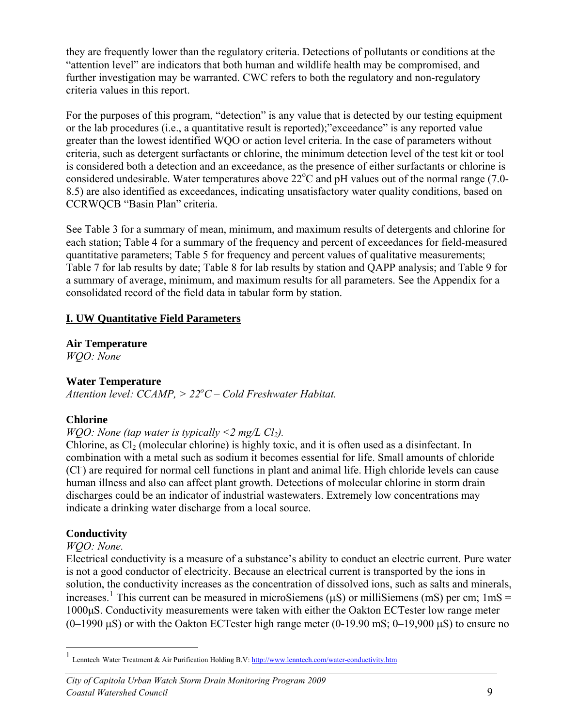they are frequently lower than the regulatory criteria. Detections of pollutants or conditions at the "attention level" are indicators that both human and wildlife health may be compromised, and further investigation may be warranted. CWC refers to both the regulatory and non-regulatory criteria values in this report.

For the purposes of this program, "detection" is any value that is detected by our testing equipment or the lab procedures (i.e., a quantitative result is reported);"exceedance" is any reported value greater than the lowest identified WQO or action level criteria. In the case of parameters without criteria, such as detergent surfactants or chlorine, the minimum detection level of the test kit or tool is considered both a detection and an exceedance, as the presence of either surfactants or chlorine is considered undesirable. Water temperatures above 22°C and pH values out of the normal range (7.0-8.5) are also identified as exceedances, indicating unsatisfactory water quality conditions, based on CCRWQCB "Basin Plan" criteria.

See Table 3 for a summary of mean, minimum, and maximum results of detergents and chlorine for each station; Table 4 for a summary of the frequency and percent of exceedances for field-measured quantitative parameters; Table 5 for frequency and percent values of qualitative measurements; Table 7 for lab results by date; Table 8 for lab results by station and QAPP analysis; and Table 9 for a summary of average, minimum, and maximum results for all parameters. See the Appendix for a consolidated record of the field data in tabular form by station.

## I. UW Quantitative Field Parameters

### Air Temperature

*WQO: None*

### Water Temperature

*Attention level: CCAMP, > 22°C – Cold Freshwater Habitat.*

### Chlorine

*WQO: None (tap water is typically <2 mg/L $Cl_2$).*

Chlorine, as $Cl_2$ (molecular chlorine) is highly toxic, and it is often used as a disinfectant. In combination with a metal such as sodium it becomes essential for life. Small amounts of chloride ($Cl^-$) are required for normal cell functions in plant and animal life. High chloride levels can cause human illness and also can affect plant growth. Detections of molecular chlorine in storm drain discharges could be an indicator of industrial wastewaters. Extremely low concentrations may indicate a drinking water discharge from a local source.

### Conductivity

*WQO: None.*

Electrical conductivity is a measure of a substance's ability to conduct an electric current. Pure water is not a good conductor of electricity. Because an electrical current is transported by the ions in solution, the conductivity increases as the concentration of dissolved ions, such as salts and minerals, increases.[1] This current can be measured in microSiemens (μS) or milliSiemens (mS) per cm; 1mS = 1000μS. Conductivity measurements were taken with either the Oakton ECTester low range meter (0–1990 μS) or with the Oakton ECTester high range meter (0-19.90 mS; 0–19,900 μS) to ensure no

[1] Lenntech Water Treatment & Air Purification Holding B.V: http://www.lenntech.com/water-conductivity.htm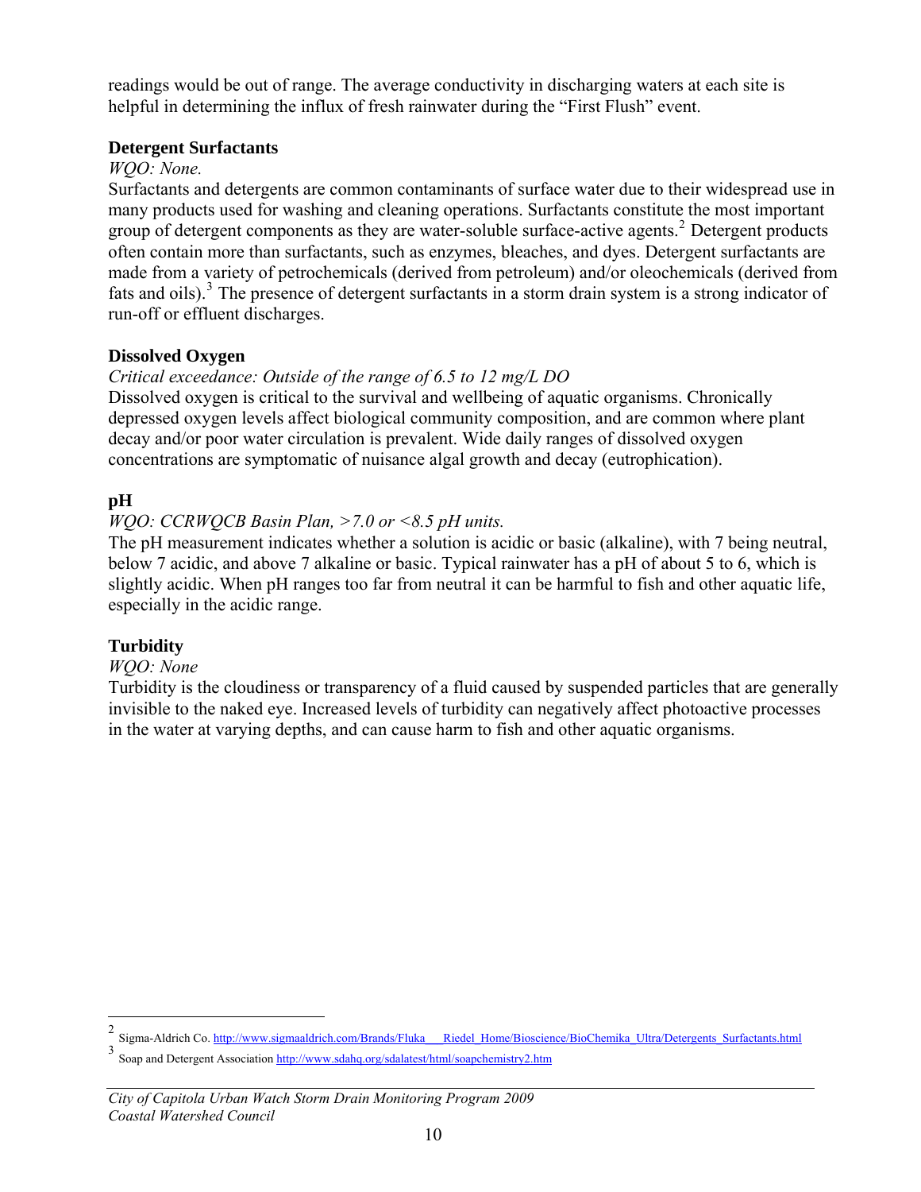readings would be out of range. The average conductivity in discharging waters at each site is helpful in determining the influx of fresh rainwater during the "First Flush" event.

**Detergent Surfactants**

*WQO: None.*

Surfactants and detergents are common contaminants of surface water due to their widespread use in many products used for washing and cleaning operations. Surfactants constitute the most important group of detergent components as they are water-soluble surface-active agents.[2] Detergent products often contain more than surfactants, such as enzymes, bleaches, and dyes. Detergent surfactants are made from a variety of petrochemicals (derived from petroleum) and/or oleochemicals (derived from fats and oils).[3] The presence of detergent surfactants in a storm drain system is a strong indicator of run-off or effluent discharges.

**Dissolved Oxygen**

*Critical exceedance: Outside of the range of 6.5 to 12 mg/L DO*

Dissolved oxygen is critical to the survival and wellbeing of aquatic organisms. Chronically depressed oxygen levels affect biological community composition, and are common where plant decay and/or poor water circulation is prevalent. Wide daily ranges of dissolved oxygen concentrations are symptomatic of nuisance algal growth and decay (eutrophication).

**pH**

*WQO: CCRWQCB Basin Plan, >7.0 or <8.5 pH units.*

The pH measurement indicates whether a solution is acidic or basic (alkaline), with 7 being neutral, below 7 acidic, and above 7 alkaline or basic. Typical rainwater has a pH of about 5 to 6, which is slightly acidic. When pH ranges too far from neutral it can be harmful to fish and other aquatic life, especially in the acidic range.

**Turbidity**

*WQO: None*

Turbidity is the cloudiness or transparency of a fluid caused by suspended particles that are generally invisible to the naked eye. Increased levels of turbidity can negatively affect photoactive processes in the water at varying depths, and can cause harm to fish and other aquatic organisms.

---

[2] Sigma-Aldrich Co. http://www.sigmaaldrich.com/Brands/Fluka___Riedel_Home/Bioscience/BioChemika_Ultra/Detergents_Surfactants.html

[3] Soap and Detergent Association http://www.sdahq.org/sdalatest/html/soapchemistry2.htm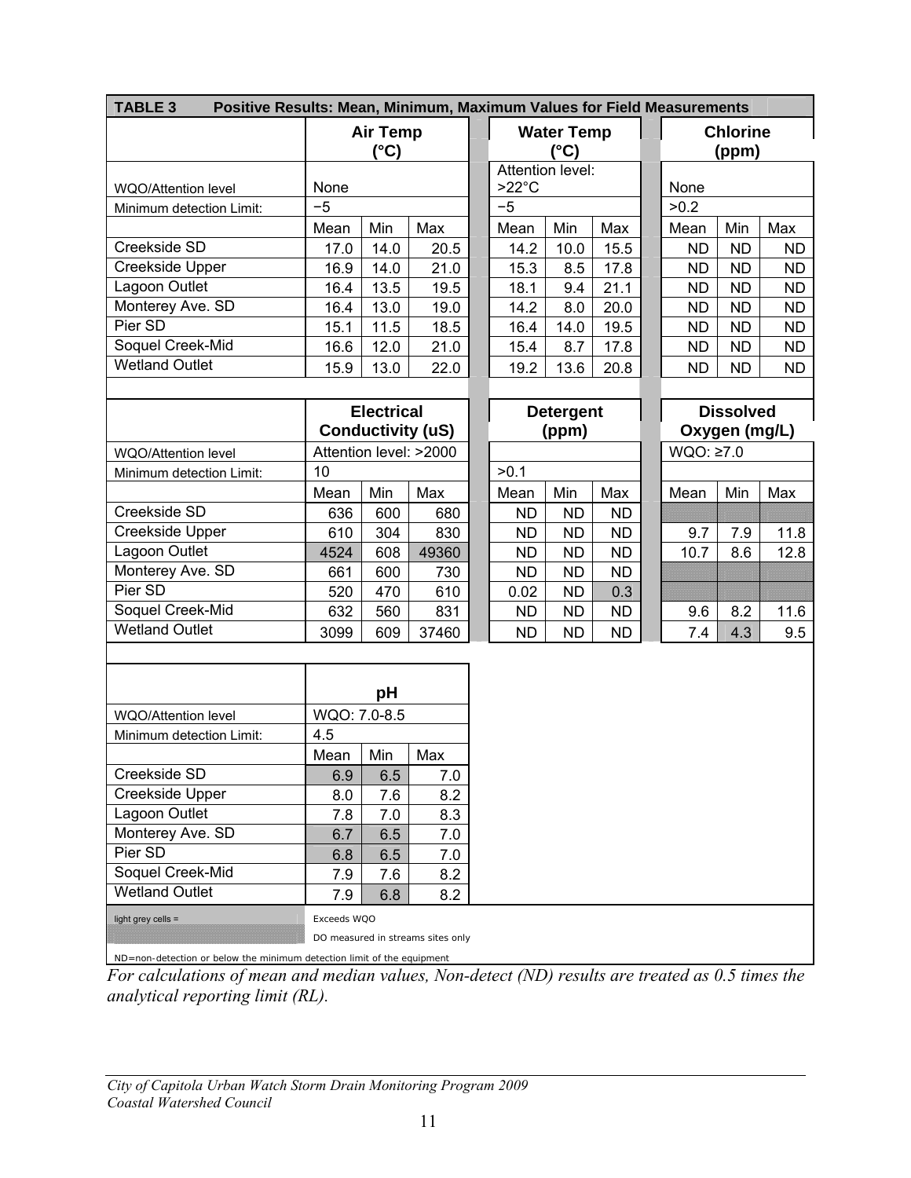**TABLE 3 Positive Results: Mean, Minimum, Maximum Values for Field Measurements**

| | Air Temp (°C) | | | Water Temp (°C) | | | Chlorine (ppm) | | |
|---|---|---|---|---|---|---|---|---|---|
| WQO/Attention level | None | | | Attention level: >22°C | | | None | | |
| Minimum detection Limit: | −5 | | | −5 | | | >0.2 | | |
| | Mean | Min | Max | Mean | Min | Max | Mean | Min | Max |
| Creekside SD | 17.0 | 14.0 | 20.5 | 14.2 | 10.0 | 15.5 | ND | ND | ND |
| Creekside Upper | 16.9 | 14.0 | 21.0 | 15.3 | 8.5 | 17.8 | ND | ND | ND |
| Lagoon Outlet | 16.4 | 13.5 | 19.5 | 18.1 | 9.4 | 21.1 | ND | ND | ND |
| Monterey Ave. SD | 16.4 | 13.0 | 19.0 | 14.2 | 8.0 | 20.0 | ND | ND | ND |
| Pier SD | 15.1 | 11.5 | 18.5 | 16.4 | 14.0 | 19.5 | ND | ND | ND |
| Soquel Creek-Mid | 16.6 | 12.0 | 21.0 | 15.4 | 8.7 | 17.8 | ND | ND | ND |
| Wetland Outlet | 15.9 | 13.0 | 22.0 | 19.2 | 13.6 | 20.8 | ND | ND | ND |

| | Electrical Conductivity (uS) | | | Detergent (ppm) | | | Dissolved Oxygen (mg/L) | | |
|---|---|---|---|---|---|---|---|---|---|
| WQO/Attention level | Attention level: >2000 | | | | | | WQO: ≥7.0 | | |
| Minimum detection Limit: | 10 | | | >0.1 | | | | | |
| | Mean | Min | Max | Mean | Min | Max | Mean | Min | Max |
| Creekside SD | 636 | 600 | 680 | ND | ND | ND | | | |
| Creekside Upper | 610 | 304 | 830 | ND | ND | ND | 9.7 | 7.9 | 11.8 |
| Lagoon Outlet | 4524 | 608 | 49360 | ND | ND | ND | 10.7 | 8.6 | 12.8 |
| Monterey Ave. SD | 661 | 600 | 730 | ND | ND | ND | | | |
| Pier SD | 520 | 470 | 610 | 0.02 | ND | 0.3 | | | |
| Soquel Creek-Mid | 632 | 560 | 831 | ND | ND | ND | 9.6 | 8.2 | 11.6 |
| Wetland Outlet | 3099 | 609 | 37460 | ND | ND | ND | 7.4 | 4.3 | 9.5 |

| | pH | | |
|---|---|---|---|
| WQO/Attention level | WQO: 7.0-8.5 | | |
| Minimum detection Limit: | 4.5 | | |
| | Mean | Min | Max |
| Creekside SD | 6.9 | 6.5 | 7.0 |
| Creekside Upper | 8.0 | 7.6 | 8.2 |
| Lagoon Outlet | 7.8 | 7.0 | 8.3 |
| Monterey Ave. SD | 6.7 | 6.5 | 7.0 |
| Pier SD | 6.8 | 6.5 | 7.0 |
| Soquel Creek-Mid | 7.9 | 7.6 | 8.2 |
| Wetland Outlet | 7.9 | 6.8 | 8.2 |

light grey cells = Exceeds WQO

(hatched cells) = DO measured in streams sites only

ND=non-detection or below the minimum detection limit of the equipment

*For calculations of mean and median values, Non-detect (ND) results are treated as 0.5 times the analytical reporting limit (RL).*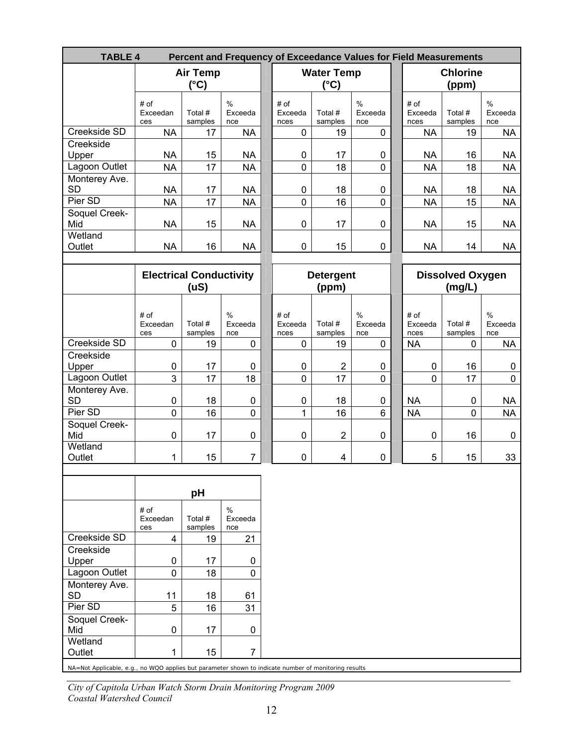**TABLE 4 Percent and Frequency of Exceedance Values for Field Measurements**

| | Air Temp (°C) | | | Water Temp (°C) | | | Chlorine (ppm) | | |
|---|---|---|---|---|---|---|---|---|---|
| | # of Exceedances | Total # samples | % Exceedance | # of Exceedances | Total # samples | % Exceedance | # of Exceedances | Total # samples | % Exceedance |
| Creekside SD | NA | 17 | NA | 0 | 19 | 0 | NA | 19 | NA |
| Creekside Upper | NA | 15 | NA | 0 | 17 | 0 | NA | 16 | NA |
| Lagoon Outlet | NA | 17 | NA | 0 | 18 | 0 | NA | 18 | NA |
| Monterey Ave. SD | NA | 17 | NA | 0 | 18 | 0 | NA | 18 | NA |
| Pier SD | NA | 17 | NA | 0 | 16 | 0 | NA | 15 | NA |
| Soquel Creek-Mid | NA | 15 | NA | 0 | 17 | 0 | NA | 15 | NA |
| Wetland Outlet | NA | 16 | NA | 0 | 15 | 0 | NA | 14 | NA |

| | Electrical Conductivity (uS) | | | Detergent (ppm) | | | Dissolved Oxygen (mg/L) | | |
|---|---|---|---|---|---|---|---|---|---|
| | # of Exceedances | Total # samples | % Exceedance | # of Exceedances | Total # samples | % Exceedance | # of Exceedances | Total # samples | % Exceedance |
| Creekside SD | 0 | 19 | 0 | 0 | 19 | 0 | NA | 0 | NA |
| Creekside Upper | 0 | 17 | 0 | 0 | 2 | 0 | 0 | 16 | 0 |
| Lagoon Outlet | 3 | 17 | 18 | 0 | 17 | 0 | 0 | 17 | 0 |
| Monterey Ave. SD | 0 | 18 | 0 | 0 | 18 | 0 | NA | 0 | NA |
| Pier SD | 0 | 16 | 0 | 1 | 16 | 6 | NA | 0 | NA |
| Soquel Creek-Mid | 0 | 17 | 0 | 0 | 2 | 0 | 0 | 16 | 0 |
| Wetland Outlet | 1 | 15 | 7 | 0 | 4 | 0 | 5 | 15 | 33 |

| | pH | | |
|---|---|---|---|
| | # of Exceedances | Total # samples | % Exceedance |
| Creekside SD | 4 | 19 | 21 |
| Creekside Upper | 0 | 17 | 0 |
| Lagoon Outlet | 0 | 18 | 0 |
| Monterey Ave. SD | 11 | 18 | 61 |
| Pier SD | 5 | 16 | 31 |
| Soquel Creek-Mid | 0 | 17 | 0 |
| Wetland Outlet | 1 | 15 | 7 |

NA=Not Applicable, e.g., no WQO applies but parameter shown to indicate number of monitoring results

*City of Capitola Urban Watch Storm Drain Monitoring Program 2009*
*Coastal Watershed Council*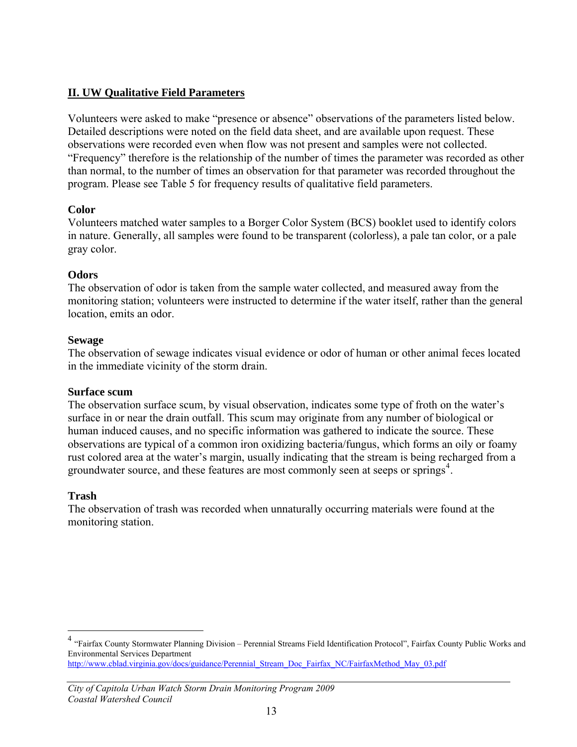## II. UW Qualitative Field Parameters

Volunteers were asked to make "presence or absence" observations of the parameters listed below. Detailed descriptions were noted on the field data sheet, and are available upon request. These observations were recorded even when flow was not present and samples were not collected. "Frequency" therefore is the relationship of the number of times the parameter was recorded as other than normal, to the number of times an observation for that parameter was recorded throughout the program. Please see Table 5 for frequency results of qualitative field parameters.

### Color

Volunteers matched water samples to a Borger Color System (BCS) booklet used to identify colors in nature. Generally, all samples were found to be transparent (colorless), a pale tan color, or a pale gray color.

### Odors

The observation of odor is taken from the sample water collected, and measured away from the monitoring station; volunteers were instructed to determine if the water itself, rather than the general location, emits an odor.

### Sewage

The observation of sewage indicates visual evidence or odor of human or other animal feces located in the immediate vicinity of the storm drain.

### Surface scum

The observation surface scum, by visual observation, indicates some type of froth on the water's surface in or near the drain outfall. This scum may originate from any number of biological or human induced causes, and no specific information was gathered to indicate the source. These observations are typical of a common iron oxidizing bacteria/fungus, which forms an oily or foamy rust colored area at the water's margin, usually indicating that the stream is being recharged from a groundwater source, and these features are most commonly seen at seeps or springs[4].

### Trash

The observation of trash was recorded when unnaturally occurring materials were found at the monitoring station.

---

[4] "Fairfax County Stormwater Planning Division – Perennial Streams Field Identification Protocol", Fairfax County Public Works and Environmental Services Department
http://www.cblad.virginia.gov/docs/guidance/Perennial_Stream_Doc_Fairfax_NC/FairfaxMethod_May_03.pdf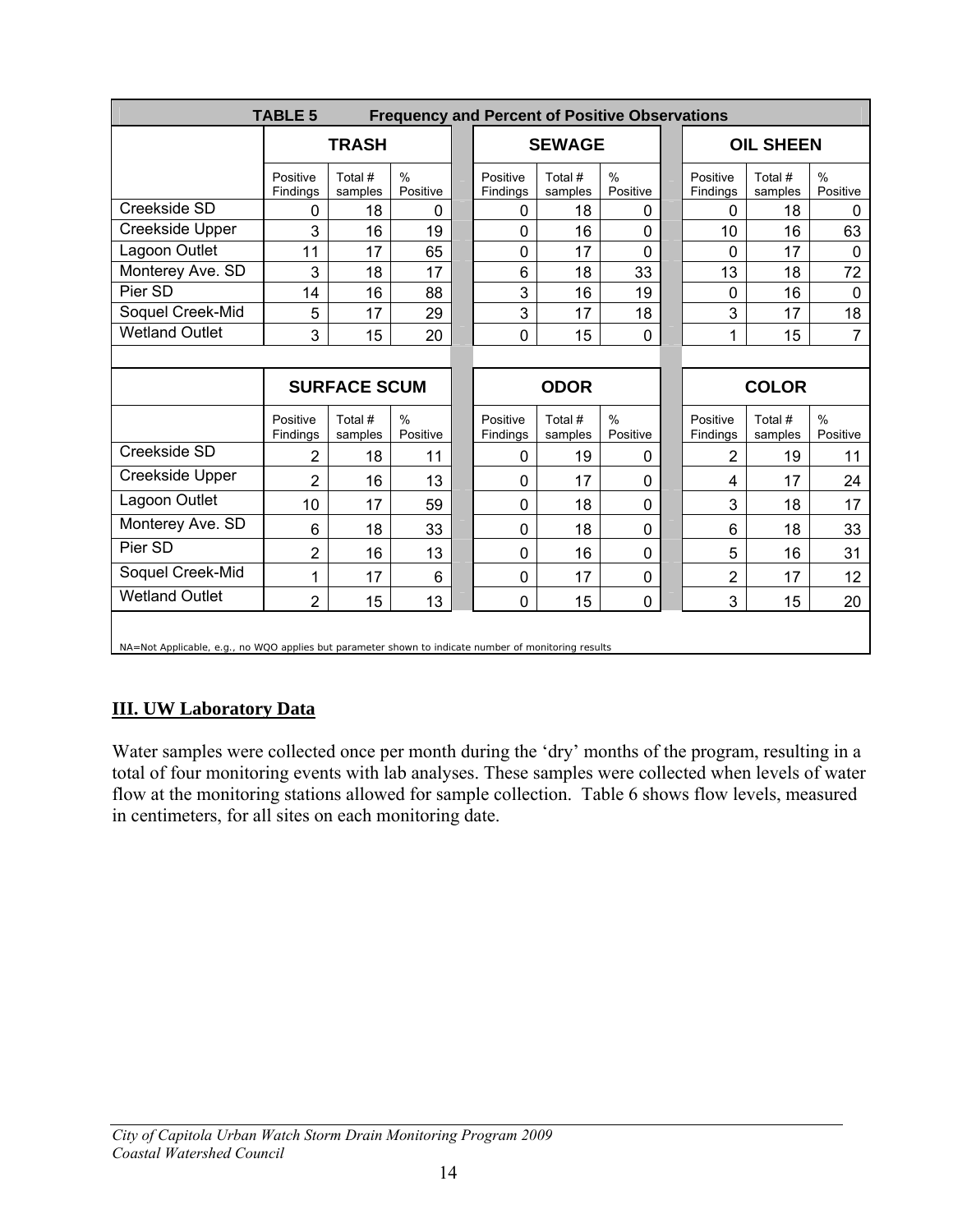| TABLE 5 Frequency and Percent of Positive Observations | | | | | | | | | |
|---|---|---|---|---|---|---|---|---|---|
| | TRASH | | | SEWAGE | | | OIL SHEEN | | |
| | Positive Findings | Total # samples | % Positive | Positive Findings | Total # samples | % Positive | Positive Findings | Total # samples | % Positive |
| Creekside SD | 0 | 18 | 0 | 0 | 18 | 0 | 0 | 18 | 0 |
| Creekside Upper | 3 | 16 | 19 | 0 | 16 | 0 | 10 | 16 | 63 |
| Lagoon Outlet | 11 | 17 | 65 | 0 | 17 | 0 | 0 | 17 | 0 |
| Monterey Ave. SD | 3 | 18 | 17 | 6 | 18 | 33 | 13 | 18 | 72 |
| Pier SD | 14 | 16 | 88 | 3 | 16 | 19 | 0 | 16 | 0 |
| Soquel Creek-Mid | 5 | 17 | 29 | 3 | 17 | 18 | 3 | 17 | 18 |
| Wetland Outlet | 3 | 15 | 20 | 0 | 15 | 0 | 1 | 15 | 7 |
| | SURFACE SCUM | | | ODOR | | | COLOR | | |
| | Positive Findings | Total # samples | % Positive | Positive Findings | Total # samples | % Positive | Positive Findings | Total # samples | % Positive |
| Creekside SD | 2 | 18 | 11 | 0 | 19 | 0 | 2 | 19 | 11 |
| Creekside Upper | 2 | 16 | 13 | 0 | 17 | 0 | 4 | 17 | 24 |
| Lagoon Outlet | 10 | 17 | 59 | 0 | 18 | 0 | 3 | 18 | 17 |
| Monterey Ave. SD | 6 | 18 | 33 | 0 | 18 | 0 | 6 | 18 | 33 |
| Pier SD | 2 | 16 | 13 | 0 | 16 | 0 | 5 | 16 | 31 |
| Soquel Creek-Mid | 1 | 17 | 6 | 0 | 17 | 0 | 2 | 17 | 12 |
| Wetland Outlet | 2 | 15 | 13 | 0 | 15 | 0 | 3 | 15 | 20 |

NA=Not Applicable, e.g., no WQO applies but parameter shown to indicate number of monitoring results

## III. UW Laboratory Data

Water samples were collected once per month during the 'dry' months of the program, resulting in a total of four monitoring events with lab analyses. These samples were collected when levels of water flow at the monitoring stations allowed for sample collection. Table 6 shows flow levels, measured in centimeters, for all sites on each monitoring date.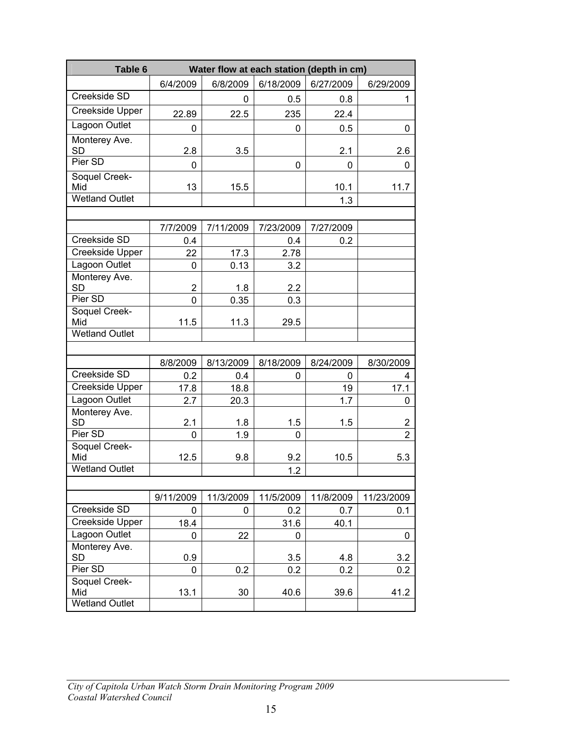| Table 6 | Water flow at each station (depth in cm) | | | | |
|---|---|---|---|---|---|
| | 6/4/2009 | 6/8/2009 | 6/18/2009 | 6/27/2009 | 6/29/2009 |
| Creekside SD | | 0 | 0.5 | 0.8 | 1 |
| Creekside Upper | 22.89 | 22.5 | 235 | 22.4 | |
| Lagoon Outlet | 0 | | 0 | 0.5 | 0 |
| Monterey Ave. SD | 2.8 | 3.5 | | 2.1 | 2.6 |
| Pier SD | 0 | | 0 | 0 | 0 |
| Soquel Creek-Mid | 13 | 15.5 | | 10.1 | 11.7 |
| Wetland Outlet | | | | 1.3 | |
| | | | | | |
| | 7/7/2009 | 7/11/2009 | 7/23/2009 | 7/27/2009 | |
| Creekside SD | 0.4 | | 0.4 | 0.2 | |
| Creekside Upper | 22 | 17.3 | 2.78 | | |
| Lagoon Outlet | 0 | 0.13 | 3.2 | | |
| Monterey Ave. SD | 2 | 1.8 | 2.2 | | |
| Pier SD | 0 | 0.35 | 0.3 | | |
| Soquel Creek-Mid | 11.5 | 11.3 | 29.5 | | |
| Wetland Outlet | | | | | |
| | | | | | |
| | 8/8/2009 | 8/13/2009 | 8/18/2009 | 8/24/2009 | 8/30/2009 |
| Creekside SD | 0.2 | 0.4 | 0 | 0 | 4 |
| Creekside Upper | 17.8 | 18.8 | | 19 | 17.1 |
| Lagoon Outlet | 2.7 | 20.3 | | 1.7 | 0 |
| Monterey Ave. SD | 2.1 | 1.8 | 1.5 | 1.5 | 2 |
| Pier SD | 0 | 1.9 | 0 | | 2 |
| Soquel Creek-Mid | 12.5 | 9.8 | 9.2 | 10.5 | 5.3 |
| Wetland Outlet | | | 1.2 | | |
| | | | | | |
| | 9/11/2009 | 11/3/2009 | 11/5/2009 | 11/8/2009 | 11/23/2009 |
| Creekside SD | 0 | 0 | 0.2 | 0.7 | 0.1 |
| Creekside Upper | 18.4 | | 31.6 | 40.1 | |
| Lagoon Outlet | 0 | 22 | 0 | | 0 |
| Monterey Ave. SD | 0.9 | | 3.5 | 4.8 | 3.2 |
| Pier SD | 0 | 0.2 | 0.2 | 0.2 | 0.2 |
| Soquel Creek-Mid | 13.1 | 30 | 40.6 | 39.6 | 41.2 |
| Wetland Outlet | | | | | |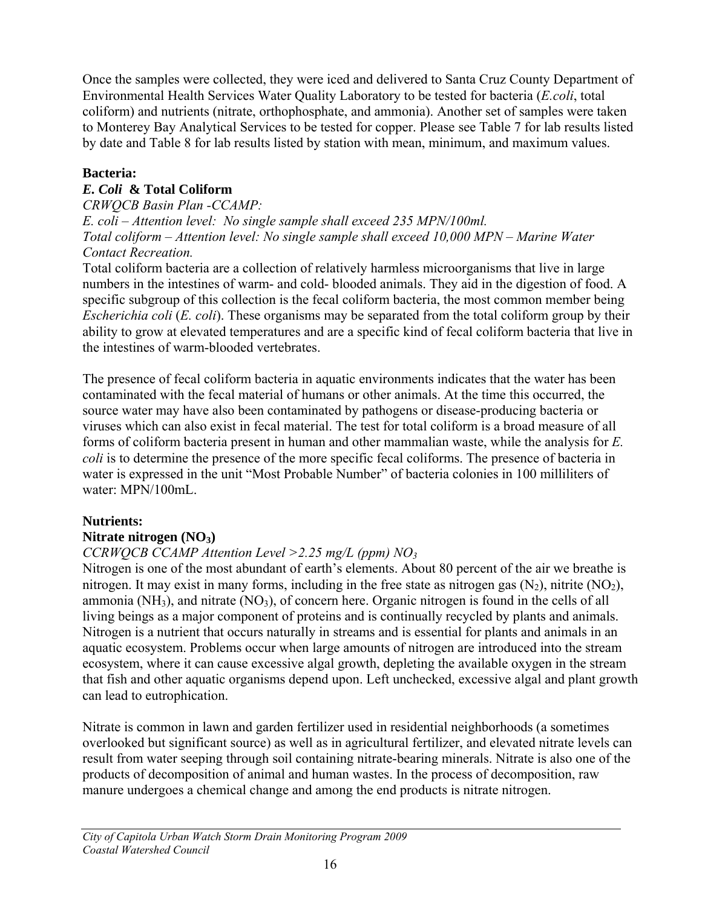Once the samples were collected, they were iced and delivered to Santa Cruz County Department of Environmental Health Services Water Quality Laboratory to be tested for bacteria (*E.coli*, total coliform) and nutrients (nitrate, orthophosphate, and ammonia). Another set of samples were taken to Monterey Bay Analytical Services to be tested for copper. Please see Table 7 for lab results listed by date and Table 8 for lab results listed by station with mean, minimum, and maximum values.

**Bacteria:**

***E. Coli* & Total Coliform**

*CRWQCB Basin Plan -CCAMP:*

*E. coli – Attention level: No single sample shall exceed 235 MPN/100ml.*

*Total coliform – Attention level: No single sample shall exceed 10,000 MPN – Marine Water Contact Recreation.*

Total coliform bacteria are a collection of relatively harmless microorganisms that live in large numbers in the intestines of warm- and cold- blooded animals. They aid in the digestion of food. A specific subgroup of this collection is the fecal coliform bacteria, the most common member being *Escherichia coli* (*E. coli*). These organisms may be separated from the total coliform group by their ability to grow at elevated temperatures and are a specific kind of fecal coliform bacteria that live in the intestines of warm-blooded vertebrates.

The presence of fecal coliform bacteria in aquatic environments indicates that the water has been contaminated with the fecal material of humans or other animals. At the time this occurred, the source water may have also been contaminated by pathogens or disease-producing bacteria or viruses which can also exist in fecal material. The test for total coliform is a broad measure of all forms of coliform bacteria present in human and other mammalian waste, while the analysis for *E. coli* is to determine the presence of the more specific fecal coliforms. The presence of bacteria in water is expressed in the unit "Most Probable Number" of bacteria colonies in 100 milliliters of water: MPN/100mL.

**Nutrients:**

**Nitrate nitrogen ($NO_3$)**

*CCRWQCB CCAMP Attention Level >2.25 mg/L (ppm) $NO_3$*

Nitrogen is one of the most abundant of earth's elements. About 80 percent of the air we breathe is nitrogen. It may exist in many forms, including in the free state as nitrogen gas ($N_2$), nitrite ($NO_2$), ammonia ($NH_3$), and nitrate ($NO_3$), of concern here. Organic nitrogen is found in the cells of all living beings as a major component of proteins and is continually recycled by plants and animals. Nitrogen is a nutrient that occurs naturally in streams and is essential for plants and animals in an aquatic ecosystem. Problems occur when large amounts of nitrogen are introduced into the stream ecosystem, where it can cause excessive algal growth, depleting the available oxygen in the stream that fish and other aquatic organisms depend upon. Left unchecked, excessive algal and plant growth can lead to eutrophication.

Nitrate is common in lawn and garden fertilizer used in residential neighborhoods (a sometimes overlooked but significant source) as well as in agricultural fertilizer, and elevated nitrate levels can result from water seeping through soil containing nitrate-bearing minerals. Nitrate is also one of the products of decomposition of animal and human wastes. In the process of decomposition, raw manure undergoes a chemical change and among the end products is nitrate nitrogen.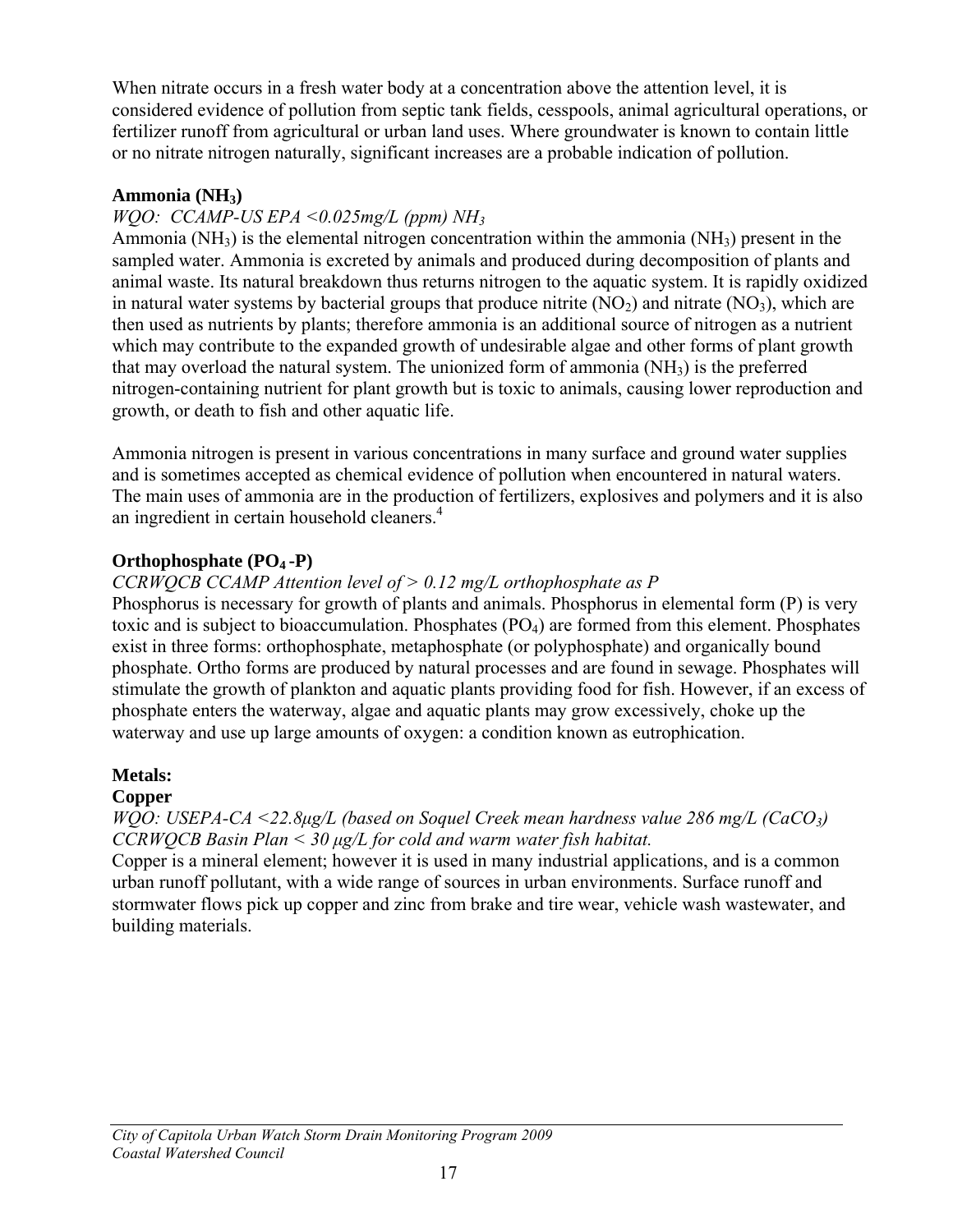When nitrate occurs in a fresh water body at a concentration above the attention level, it is considered evidence of pollution from septic tank fields, cesspools, animal agricultural operations, or fertilizer runoff from agricultural or urban land uses. Where groundwater is known to contain little or no nitrate nitrogen naturally, significant increases are a probable indication of pollution.

**Ammonia ($NH_3$)**

*WQO: CCAMP-US EPA <0.025mg/L (ppm) $NH_3$*

Ammonia ($NH_3$) is the elemental nitrogen concentration within the ammonia ($NH_3$) present in the sampled water. Ammonia is excreted by animals and produced during decomposition of plants and animal waste. Its natural breakdown thus returns nitrogen to the aquatic system. It is rapidly oxidized in natural water systems by bacterial groups that produce nitrite ($NO_2$) and nitrate ($NO_3$), which are then used as nutrients by plants; therefore ammonia is an additional source of nitrogen as a nutrient which may contribute to the expanded growth of undesirable algae and other forms of plant growth that may overload the natural system. The unionized form of ammonia ($NH_3$) is the preferred nitrogen-containing nutrient for plant growth but is toxic to animals, causing lower reproduction and growth, or death to fish and other aquatic life.

Ammonia nitrogen is present in various concentrations in many surface and ground water supplies and is sometimes accepted as chemical evidence of pollution when encountered in natural waters. The main uses of ammonia are in the production of fertilizers, explosives and polymers and it is also an ingredient in certain household cleaners.[4]

**Orthophosphate ($PO_4$ -P)**

*CCRWQCB CCAMP Attention level of > 0.12 mg/L orthophosphate as P*

Phosphorus is necessary for growth of plants and animals. Phosphorus in elemental form (P) is very toxic and is subject to bioaccumulation. Phosphates ($PO_4$) are formed from this element. Phosphates exist in three forms: orthophosphate, metaphosphate (or polyphosphate) and organically bound phosphate. Ortho forms are produced by natural processes and are found in sewage. Phosphates will stimulate the growth of plankton and aquatic plants providing food for fish. However, if an excess of phosphate enters the waterway, algae and aquatic plants may grow excessively, choke up the waterway and use up large amounts of oxygen: a condition known as eutrophication.

**Metals:**

**Copper**

*WQO: USEPA-CA <22.8µg/L (based on Soquel Creek mean hardness value 286 mg/L ($CaCO_3$)*
*CCRWQCB Basin Plan < 30 µg/L for cold and warm water fish habitat.*

Copper is a mineral element; however it is used in many industrial applications, and is a common urban runoff pollutant, with a wide range of sources in urban environments. Surface runoff and stormwater flows pick up copper and zinc from brake and tire wear, vehicle wash wastewater, and building materials.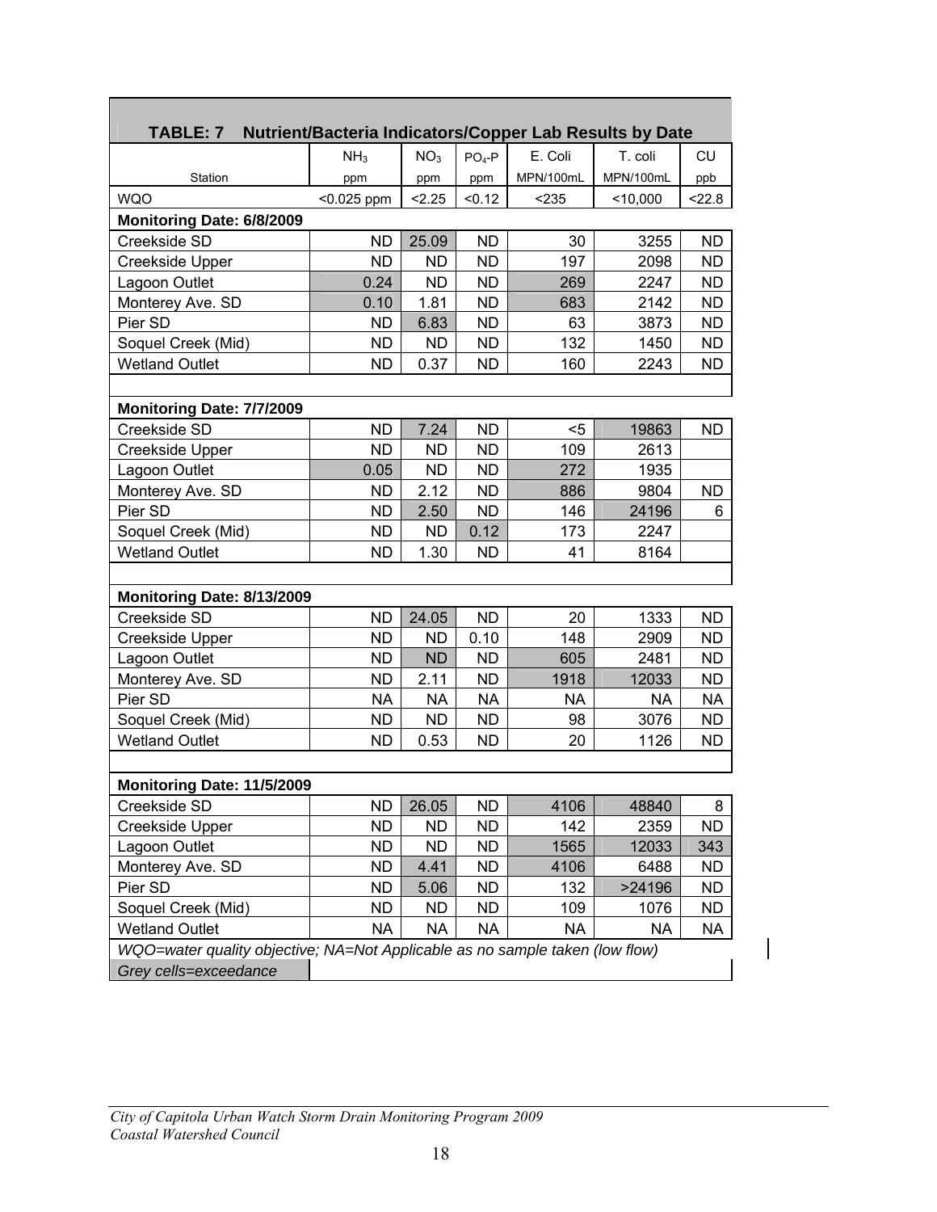## TABLE: 7 Nutrient/Bacteria Indicators/Copper Lab Results by Date

| Station | $NH_3$ ppm | $NO_3$ ppm | $PO_4$-P ppm | E. Coli MPN/100mL | T. coli MPN/100mL | CU ppb |
|---|---|---|---|---|---|---|
| WQO | <0.025 ppm | <2.25 | <0.12 | <235 | <10,000 | <22.8 |
| **Monitoring Date: 6/8/2009** | | | | | | |
| Creekside SD | ND | 25.09 | ND | 30 | 3255 | ND |
| Creekside Upper | ND | ND | ND | 197 | 2098 | ND |
| Lagoon Outlet | 0.24 | ND | ND | 269 | 2247 | ND |
| Monterey Ave. SD | 0.10 | 1.81 | ND | 683 | 2142 | ND |
| Pier SD | ND | 6.83 | ND | 63 | 3873 | ND |
| Soquel Creek (Mid) | ND | ND | ND | 132 | 1450 | ND |
| Wetland Outlet | ND | 0.37 | ND | 160 | 2243 | ND |
| **Monitoring Date: 7/7/2009** | | | | | | |
| Creekside SD | ND | 7.24 | ND | <5 | 19863 | ND |
| Creekside Upper | ND | ND | ND | 109 | 2613 | |
| Lagoon Outlet | 0.05 | ND | ND | 272 | 1935 | |
| Monterey Ave. SD | ND | 2.12 | ND | 886 | 9804 | ND |
| Pier SD | ND | 2.50 | ND | 146 | 24196 | 6 |
| Soquel Creek (Mid) | ND | ND | 0.12 | 173 | 2247 | |
| Wetland Outlet | ND | 1.30 | ND | 41 | 8164 | |
| **Monitoring Date: 8/13/2009** | | | | | | |
| Creekside SD | ND | 24.05 | ND | 20 | 1333 | ND |
| Creekside Upper | ND | ND | 0.10 | 148 | 2909 | ND |
| Lagoon Outlet | ND | ND | ND | 605 | 2481 | ND |
| Monterey Ave. SD | ND | 2.11 | ND | 1918 | 12033 | ND |
| Pier SD | NA | NA | NA | NA | NA | NA |
| Soquel Creek (Mid) | ND | ND | ND | 98 | 3076 | ND |
| Wetland Outlet | ND | 0.53 | ND | 20 | 1126 | ND |
| **Monitoring Date: 11/5/2009** | | | | | | |
| Creekside SD | ND | 26.05 | ND | 4106 | 48840 | 8 |
| Creekside Upper | ND | ND | ND | 142 | 2359 | ND |
| Lagoon Outlet | ND | ND | ND | 1565 | 12033 | 343 |
| Monterey Ave. SD | ND | 4.41 | ND | 4106 | 6488 | ND |
| Pier SD | ND | 5.06 | ND | 132 | >24196 | ND |
| Soquel Creek (Mid) | ND | ND | ND | 109 | 1076 | ND |
| Wetland Outlet | NA | NA | NA | NA | NA | NA |

*WQO=water quality objective; NA=Not Applicable as no sample taken (low flow)*

*Grey cells=exceedance*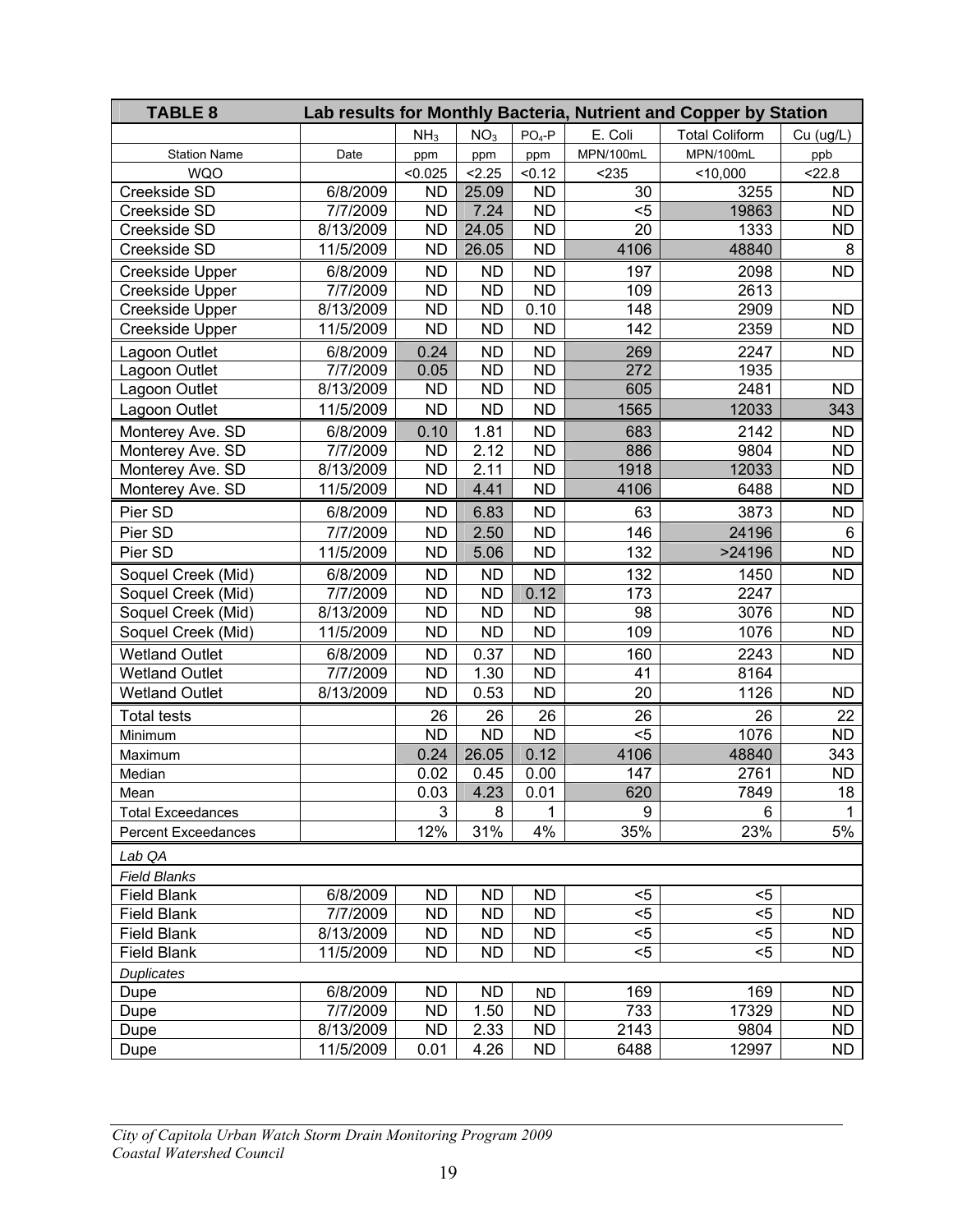| **TABLE 8** | **Lab results for Monthly Bacteria, Nutrient and Copper by Station** | | | | | | |
|---|---|---|---|---|---|---|---|
| | | $NH_3$ | $NO_3$ | $PO_4$-P | E. Coli | Total Coliform | Cu (ug/L) |
| Station Name | Date | ppm | ppm | ppm | MPN/100mL | MPN/100mL | ppb |
| WQO | | <0.025 | <2.25 | <0.12 | <235 | <10,000 | <22.8 |
| Creekside SD | 6/8/2009 | ND | 25.09 | ND | 30 | 3255 | ND |
| Creekside SD | 7/7/2009 | ND | 7.24 | ND | <5 | 19863 | ND |
| Creekside SD | 8/13/2009 | ND | 24.05 | ND | 20 | 1333 | ND |
| Creekside SD | 11/5/2009 | ND | 26.05 | ND | 4106 | 48840 | 8 |
| Creekside Upper | 6/8/2009 | ND | ND | ND | 197 | 2098 | ND |
| Creekside Upper | 7/7/2009 | ND | ND | ND | 109 | 2613 | |
| Creekside Upper | 8/13/2009 | ND | ND | 0.10 | 148 | 2909 | ND |
| Creekside Upper | 11/5/2009 | ND | ND | ND | 142 | 2359 | ND |
| Lagoon Outlet | 6/8/2009 | 0.24 | ND | ND | 269 | 2247 | ND |
| Lagoon Outlet | 7/7/2009 | 0.05 | ND | ND | 272 | 1935 | |
| Lagoon Outlet | 8/13/2009 | ND | ND | ND | 605 | 2481 | ND |
| Lagoon Outlet | 11/5/2009 | ND | ND | ND | 1565 | 12033 | 343 |
| Monterey Ave. SD | 6/8/2009 | 0.10 | 1.81 | ND | 683 | 2142 | ND |
| Monterey Ave. SD | 7/7/2009 | ND | 2.12 | ND | 886 | 9804 | ND |
| Monterey Ave. SD | 8/13/2009 | ND | 2.11 | ND | 1918 | 12033 | ND |
| Monterey Ave. SD | 11/5/2009 | ND | 4.41 | ND | 4106 | 6488 | ND |
| Pier SD | 6/8/2009 | ND | 6.83 | ND | 63 | 3873 | ND |
| Pier SD | 7/7/2009 | ND | 2.50 | ND | 146 | 24196 | 6 |
| Pier SD | 11/5/2009 | ND | 5.06 | ND | 132 | >24196 | ND |
| Soquel Creek (Mid) | 6/8/2009 | ND | ND | ND | 132 | 1450 | ND |
| Soquel Creek (Mid) | 7/7/2009 | ND | ND | 0.12 | 173 | 2247 | |
| Soquel Creek (Mid) | 8/13/2009 | ND | ND | ND | 98 | 3076 | ND |
| Soquel Creek (Mid) | 11/5/2009 | ND | ND | ND | 109 | 1076 | ND |
| Wetland Outlet | 6/8/2009 | ND | 0.37 | ND | 160 | 2243 | ND |
| Wetland Outlet | 7/7/2009 | ND | 1.30 | ND | 41 | 8164 | |
| Wetland Outlet | 8/13/2009 | ND | 0.53 | ND | 20 | 1126 | ND |
| Total tests | | 26 | 26 | 26 | 26 | 26 | 22 |
| Minimum | | ND | ND | ND | <5 | 1076 | ND |
| Maximum | | 0.24 | 26.05 | 0.12 | 4106 | 48840 | 343 |
| Median | | 0.02 | 0.45 | 0.00 | 147 | 2761 | ND |
| Mean | | 0.03 | 4.23 | 0.01 | 620 | 7849 | 18 |
| Total Exceedances | | 3 | 8 | 1 | 9 | 6 | 1 |
| Percent Exceedances | | 12% | 31% | 4% | 35% | 23% | 5% |
| *Lab QA* | | | | | | | |
| *Field Blanks* | | | | | | | |
| Field Blank | 6/8/2009 | ND | ND | ND | <5 | <5 | |
| Field Blank | 7/7/2009 | ND | ND | ND | <5 | <5 | ND |
| Field Blank | 8/13/2009 | ND | ND | ND | <5 | <5 | ND |
| Field Blank | 11/5/2009 | ND | ND | ND | <5 | <5 | ND |
| *Duplicates* | | | | | | | |
| Dupe | 6/8/2009 | ND | ND | ND | 169 | 169 | ND |
| Dupe | 7/7/2009 | ND | 1.50 | ND | 733 | 17329 | ND |
| Dupe | 8/13/2009 | ND | 2.33 | ND | 2143 | 9804 | ND |
| Dupe | 11/5/2009 | 0.01 | 4.26 | ND | 6488 | 12997 | ND |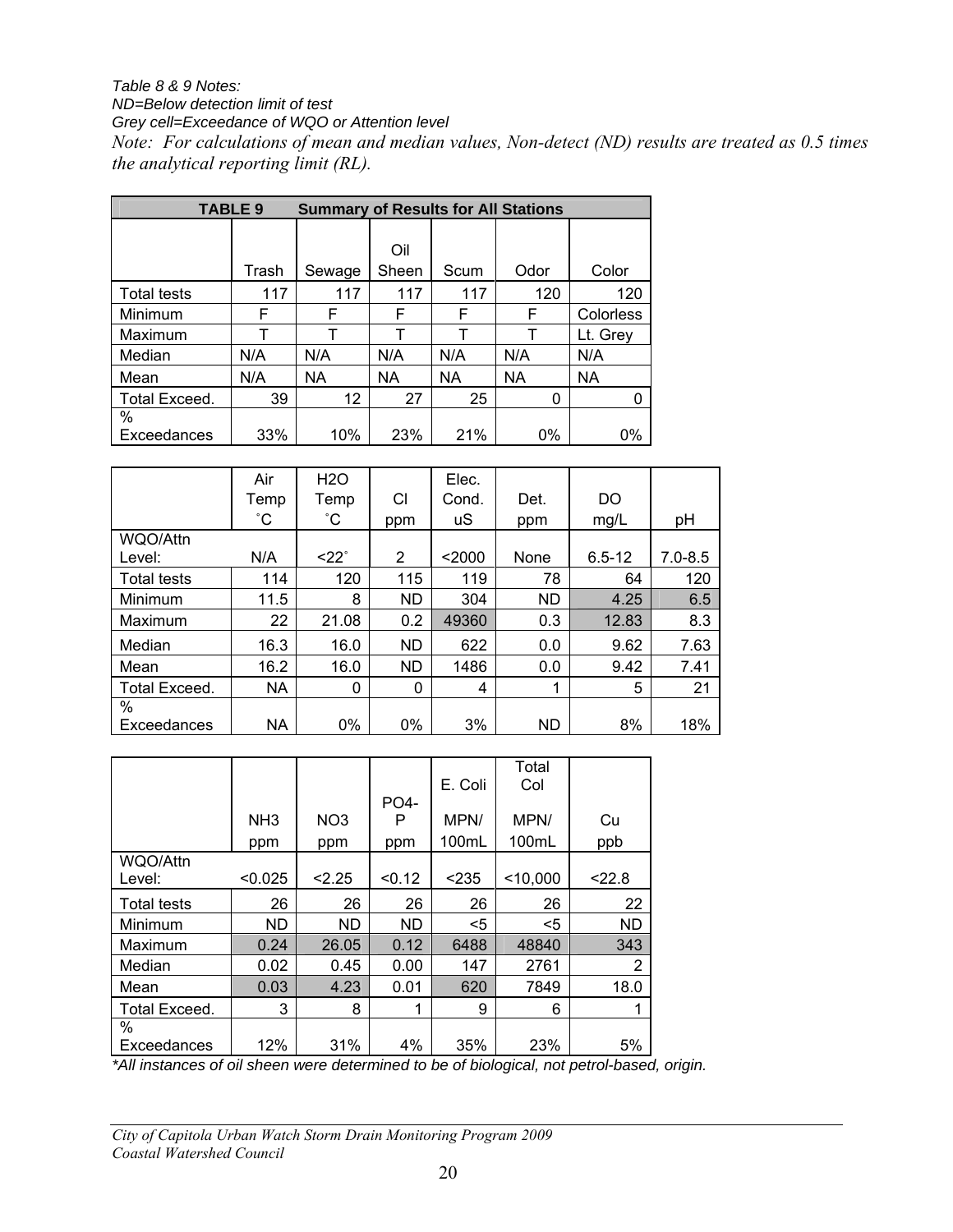*Table 8 & 9 Notes:*
*ND=Below detection limit of test*
*Grey cell=Exceedance of WQO or Attention level*
*Note: For calculations of mean and median values, Non-detect (ND) results are treated as 0.5 times the analytical reporting limit (RL).*

**TABLE 9 Summary of Results for All Stations**

| | Trash | Sewage | Oil Sheen | Scum | Odor | Color |
|---|---|---|---|---|---|---|
| Total tests | 117 | 117 | 117 | 117 | 120 | 120 |
| Minimum | F | F | F | F | F | Colorless |
| Maximum | T | T | T | T | T | Lt. Grey |
| Median | N/A | N/A | N/A | N/A | N/A | N/A |
| Mean | N/A | NA | NA | NA | NA | NA |
| Total Exceed. | 39 | 12 | 27 | 25 | 0 | 0 |
| % Exceedances | 33% | 10% | 23% | 21% | 0% | 0% |

| | Air Temp ˚C | H2O Temp ˚C | Cl ppm | Elec. Cond. uS | Det. ppm | DO mg/L | pH |
|---|---|---|---|---|---|---|---|
| WQO/Attn Level: | N/A | <22˚ | 2 | <2000 | None | 6.5-12 | 7.0-8.5 |
| Total tests | 114 | 120 | 115 | 119 | 78 | 64 | 120 |
| Minimum | 11.5 | 8 | ND | 304 | ND | 4.25 | 6.5 |
| Maximum | 22 | 21.08 | 0.2 | 49360 | 0.3 | 12.83 | 8.3 |
| Median | 16.3 | 16.0 | ND | 622 | 0.0 | 9.62 | 7.63 |
| Mean | 16.2 | 16.0 | ND | 1486 | 0.0 | 9.42 | 7.41 |
| Total Exceed. | NA | 0 | 0 | 4 | 1 | 5 | 21 |
| % Exceedances | NA | 0% | 0% | 3% | ND | 8% | 18% |

| | NH3 ppm | NO3 ppm | PO4-P ppm | E. Coli MPN/ 100mL | Total Col MPN/ 100mL | Cu ppb |
|---|---|---|---|---|---|---|
| WQO/Attn Level: | <0.025 | <2.25 | <0.12 | <235 | <10,000 | <22.8 |
| Total tests | 26 | 26 | 26 | 26 | 26 | 22 |
| Minimum | ND | ND | ND | <5 | <5 | ND |
| Maximum | 0.24 | 26.05 | 0.12 | 6488 | 48840 | 343 |
| Median | 0.02 | 0.45 | 0.00 | 147 | 2761 | 2 |
| Mean | 0.03 | 4.23 | 0.01 | 620 | 7849 | 18.0 |
| Total Exceed. | 3 | 8 | 1 | 9 | 6 | 1 |
| % Exceedances | 12% | 31% | 4% | 35% | 23% | 5% |

*\*All instances of oil sheen were determined to be of biological, not petrol-based, origin.*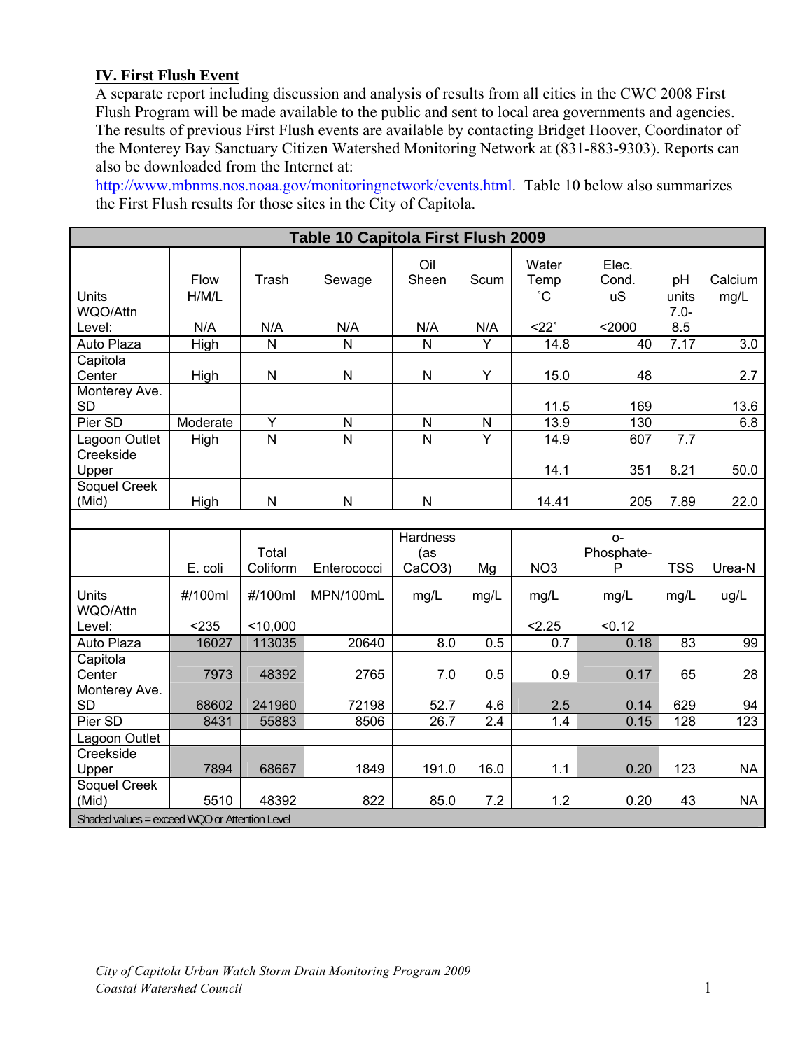## IV. First Flush Event

A separate report including discussion and analysis of results from all cities in the CWC 2008 First Flush Program will be made available to the public and sent to local area governments and agencies. The results of previous First Flush events are available by contacting Bridget Hoover, Coordinator of the Monterey Bay Sanctuary Citizen Watershed Monitoring Network at (831-883-9303). Reports can also be downloaded from the Internet at: http://www.mbnms.nos.noaa.gov/monitoringnetwork/events.html. Table 10 below also summarizes the First Flush results for those sites in the City of Capitola.

**Table 10 Capitola First Flush 2009**

| | Flow | Trash | Sewage | Oil Sheen | Scum | Water Temp | Elec. Cond. | pH | Calcium |
|---|---|---|---|---|---|---|---|---|---|
| Units | H/M/L | | | | | ˚C | uS | units | mg/L |
| WQO/Attn Level: | N/A | N/A | N/A | N/A | N/A | <22˚ | <2000 | 7.0-8.5 | |
| Auto Plaza | High | N | N | N | Y | 14.8 | 40 | 7.17 | 3.0 |
| Capitola Center | High | N | N | N | Y | 15.0 | 48 | | 2.7 |
| Monterey Ave. SD | | | | | | 11.5 | 169 | | 13.6 |
| Pier SD | Moderate | Y | N | N | N | 13.9 | 130 | | 6.8 |
| Lagoon Outlet | High | N | N | N | Y | 14.9 | 607 | 7.7 | |
| Creekside Upper | | | | | | 14.1 | 351 | 8.21 | 50.0 |
| Soquel Creek (Mid) | High | N | N | N | | 14.41 | 205 | 7.89 | 22.0 |
| | | | | | | | | | |
| | E. coli | Total Coliform | Enterococci | Hardness (as CaCO3) | Mg | NO3 | o-Phosphate-P | TSS | Urea-N |
| Units | #/100ml | #/100ml | MPN/100mL | mg/L | mg/L | mg/L | mg/L | mg/L | ug/L |
| WQO/Attn Level: | <235 | <10,000 | | | | <2.25 | <0.12 | | |
| Auto Plaza | 16027 | 113035 | 20640 | 8.0 | 0.5 | 0.7 | 0.18 | 83 | 99 |
| Capitola Center | 7973 | 48392 | 2765 | 7.0 | 0.5 | 0.9 | 0.17 | 65 | 28 |
| Monterey Ave. SD | 68602 | 241960 | 72198 | 52.7 | 4.6 | 2.5 | 0.14 | 629 | 94 |
| Pier SD | 8431 | 55883 | 8506 | 26.7 | 2.4 | 1.4 | 0.15 | 128 | 123 |
| Lagoon Outlet | | | | | | | | | |
| Creekside Upper | 7894 | 68667 | 1849 | 191.0 | 16.0 | 1.1 | 0.20 | 123 | NA |
| Soquel Creek (Mid) | 5510 | 48392 | 822 | 85.0 | 7.2 | 1.2 | 0.20 | 43 | NA |

Shaded values = exceed WQO or Attention Level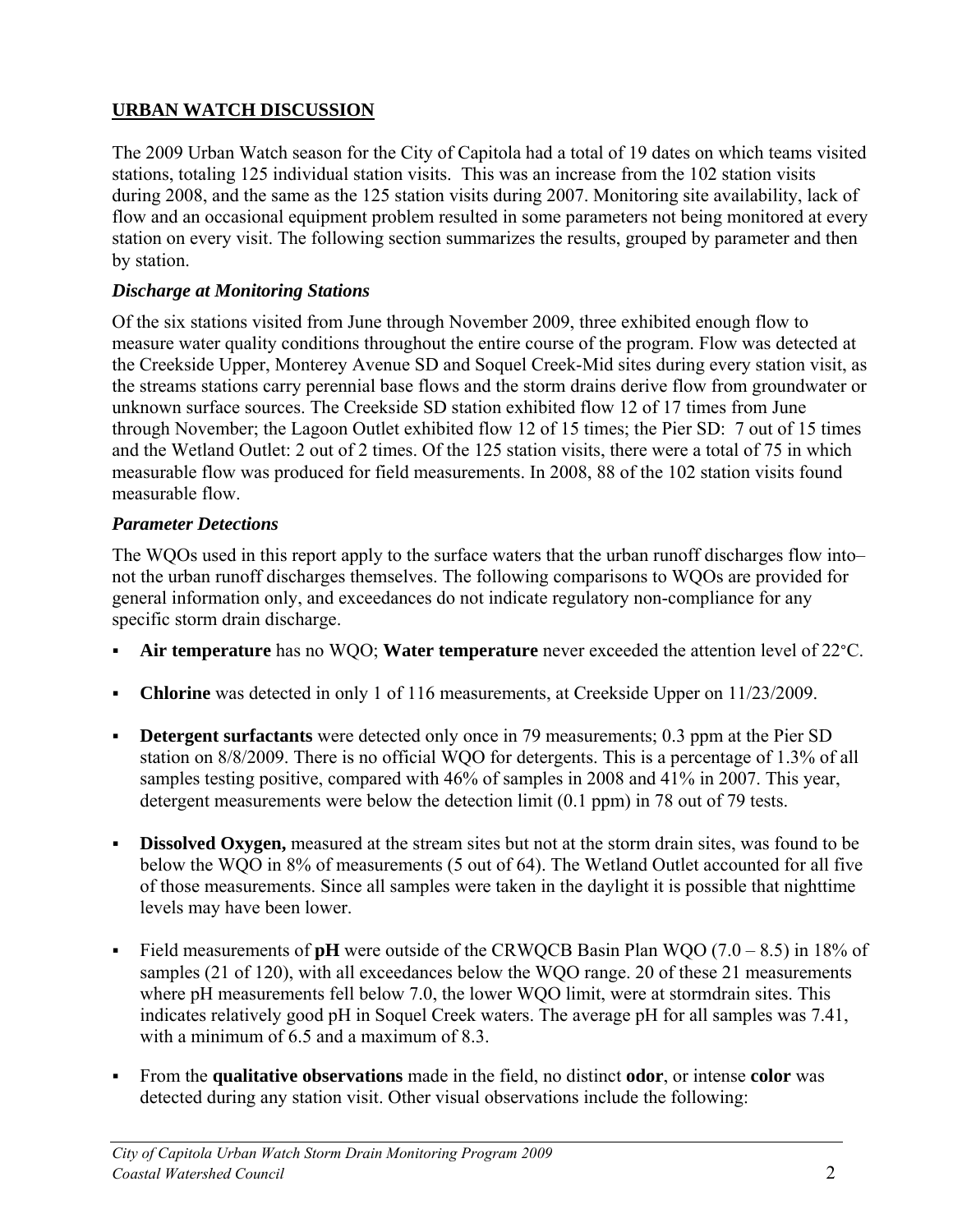## URBAN WATCH DISCUSSION

The 2009 Urban Watch season for the City of Capitola had a total of 19 dates on which teams visited stations, totaling 125 individual station visits. This was an increase from the 102 station visits during 2008, and the same as the 125 station visits during 2007. Monitoring site availability, lack of flow and an occasional equipment problem resulted in some parameters not being monitored at every station on every visit. The following section summarizes the results, grouped by parameter and then by station.

### *Discharge at Monitoring Stations*

Of the six stations visited from June through November 2009, three exhibited enough flow to measure water quality conditions throughout the entire course of the program. Flow was detected at the Creekside Upper, Monterey Avenue SD and Soquel Creek-Mid sites during every station visit, as the streams stations carry perennial base flows and the storm drains derive flow from groundwater or unknown surface sources. The Creekside SD station exhibited flow 12 of 17 times from June through November; the Lagoon Outlet exhibited flow 12 of 15 times; the Pier SD: 7 out of 15 times and the Wetland Outlet: 2 out of 2 times. Of the 125 station visits, there were a total of 75 in which measurable flow was produced for field measurements. In 2008, 88 of the 102 station visits found measurable flow.

### *Parameter Detections*

The WQOs used in this report apply to the surface waters that the urban runoff discharges flow into– not the urban runoff discharges themselves. The following comparisons to WQOs are provided for general information only, and exceedances do not indicate regulatory non-compliance for any specific storm drain discharge.

- **Air temperature** has no WQO; **Water temperature** never exceeded the attention level of 22°C.
- **Chlorine** was detected in only 1 of 116 measurements, at Creekside Upper on 11/23/2009.
- **Detergent surfactants** were detected only once in 79 measurements; 0.3 ppm at the Pier SD station on 8/8/2009. There is no official WQO for detergents. This is a percentage of 1.3% of all samples testing positive, compared with 46% of samples in 2008 and 41% in 2007. This year, detergent measurements were below the detection limit (0.1 ppm) in 78 out of 79 tests.
- **Dissolved Oxygen,** measured at the stream sites but not at the storm drain sites, was found to be below the WQO in 8% of measurements (5 out of 64). The Wetland Outlet accounted for all five of those measurements. Since all samples were taken in the daylight it is possible that nighttime levels may have been lower.
- Field measurements of **pH** were outside of the CRWQCB Basin Plan WQO (7.0 – 8.5) in 18% of samples (21 of 120), with all exceedances below the WQO range. 20 of these 21 measurements where pH measurements fell below 7.0, the lower WQO limit, were at stormdrain sites. This indicates relatively good pH in Soquel Creek waters. The average pH for all samples was 7.41, with a minimum of 6.5 and a maximum of 8.3.
- From the **qualitative observations** made in the field, no distinct **odor**, or intense **color** was detected during any station visit. Other visual observations include the following: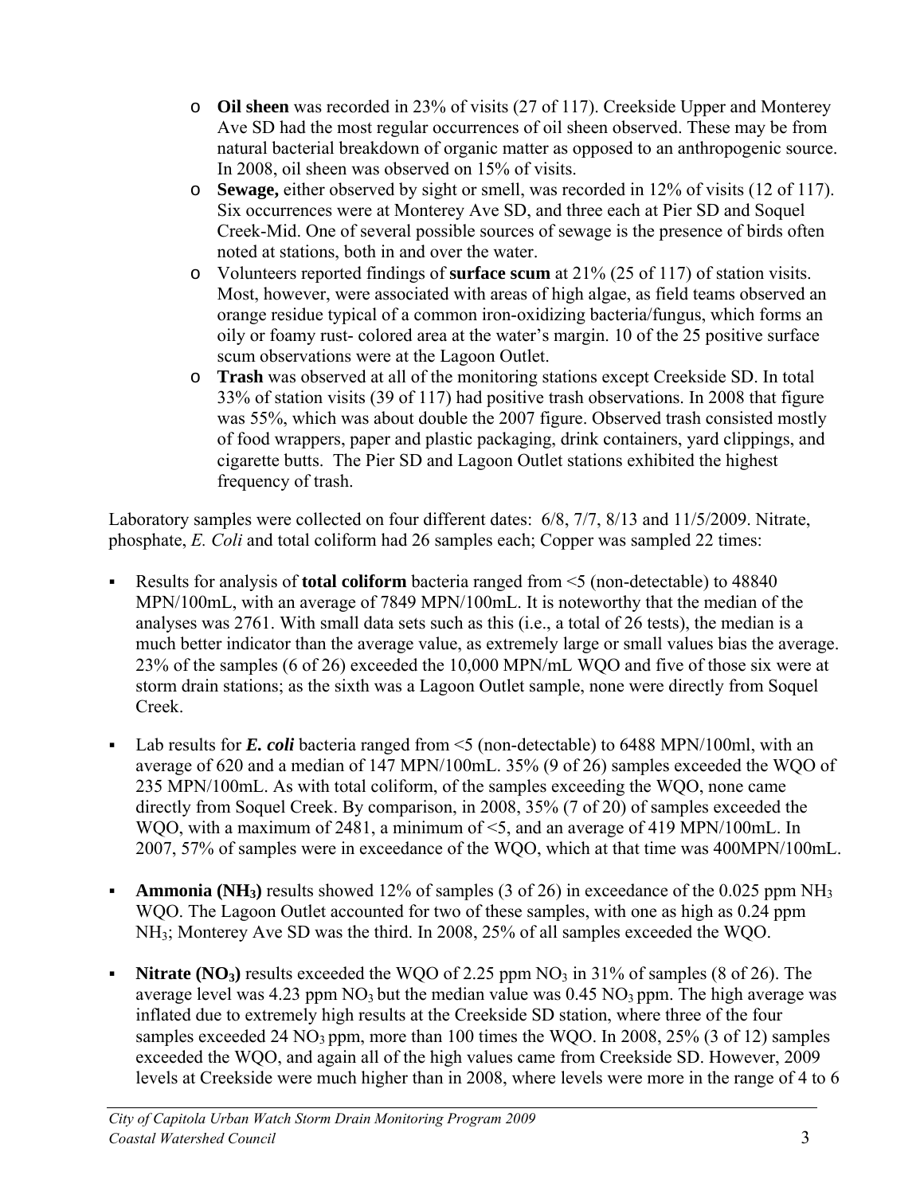- **Oil sheen** was recorded in 23% of visits (27 of 117). Creekside Upper and Monterey Ave SD had the most regular occurrences of oil sheen observed. These may be from natural bacterial breakdown of organic matter as opposed to an anthropogenic source. In 2008, oil sheen was observed on 15% of visits.
- **Sewage,** either observed by sight or smell, was recorded in 12% of visits (12 of 117). Six occurrences were at Monterey Ave SD, and three each at Pier SD and Soquel Creek-Mid. One of several possible sources of sewage is the presence of birds often noted at stations, both in and over the water.
- Volunteers reported findings of **surface scum** at 21% (25 of 117) of station visits. Most, however, were associated with areas of high algae, as field teams observed an orange residue typical of a common iron-oxidizing bacteria/fungus, which forms an oily or foamy rust- colored area at the water's margin. 10 of the 25 positive surface scum observations were at the Lagoon Outlet.
- **Trash** was observed at all of the monitoring stations except Creekside SD. In total 33% of station visits (39 of 117) had positive trash observations. In 2008 that figure was 55%, which was about double the 2007 figure. Observed trash consisted mostly of food wrappers, paper and plastic packaging, drink containers, yard clippings, and cigarette butts. The Pier SD and Lagoon Outlet stations exhibited the highest frequency of trash.

Laboratory samples were collected on four different dates: 6/8, 7/7, 8/13 and 11/5/2009. Nitrate, phosphate, *E. Coli* and total coliform had 26 samples each; Copper was sampled 22 times:

- Results for analysis of **total coliform** bacteria ranged from <5 (non-detectable) to 48840 MPN/100mL, with an average of 7849 MPN/100mL. It is noteworthy that the median of the analyses was 2761. With small data sets such as this (i.e., a total of 26 tests), the median is a much better indicator than the average value, as extremely large or small values bias the average. 23% of the samples (6 of 26) exceeded the 10,000 MPN/mL WQO and five of those six were at storm drain stations; as the sixth was a Lagoon Outlet sample, none were directly from Soquel Creek.

- Lab results for ***E. coli*** bacteria ranged from <5 (non-detectable) to 6488 MPN/100ml, with an average of 620 and a median of 147 MPN/100mL. 35% (9 of 26) samples exceeded the WQO of 235 MPN/100mL. As with total coliform, of the samples exceeding the WQO, none came directly from Soquel Creek. By comparison, in 2008, 35% (7 of 20) of samples exceeded the WQO, with a maximum of 2481, a minimum of <5, and an average of 419 MPN/100mL. In 2007, 57% of samples were in exceedance of the WQO, which at that time was 400MPN/100mL.

- **Ammonia ($NH_3$)** results showed 12% of samples (3 of 26) in exceedance of the 0.025 ppm $NH_3$ WQO. The Lagoon Outlet accounted for two of these samples, with one as high as 0.24 ppm $NH_3$; Monterey Ave SD was the third. In 2008, 25% of all samples exceeded the WQO.

- **Nitrate ($NO_3$)** results exceeded the WQO of 2.25 ppm $NO_3$ in 31% of samples (8 of 26). The average level was 4.23 ppm $NO_3$ but the median value was 0.45 $NO_3$ ppm. The high average was inflated due to extremely high results at the Creekside SD station, where three of the four samples exceeded 24 $NO_3$ ppm, more than 100 times the WQO. In 2008, 25% (3 of 12) samples exceeded the WQO, and again all of the high values came from Creekside SD. However, 2009 levels at Creekside were much higher than in 2008, where levels were more in the range of 4 to 6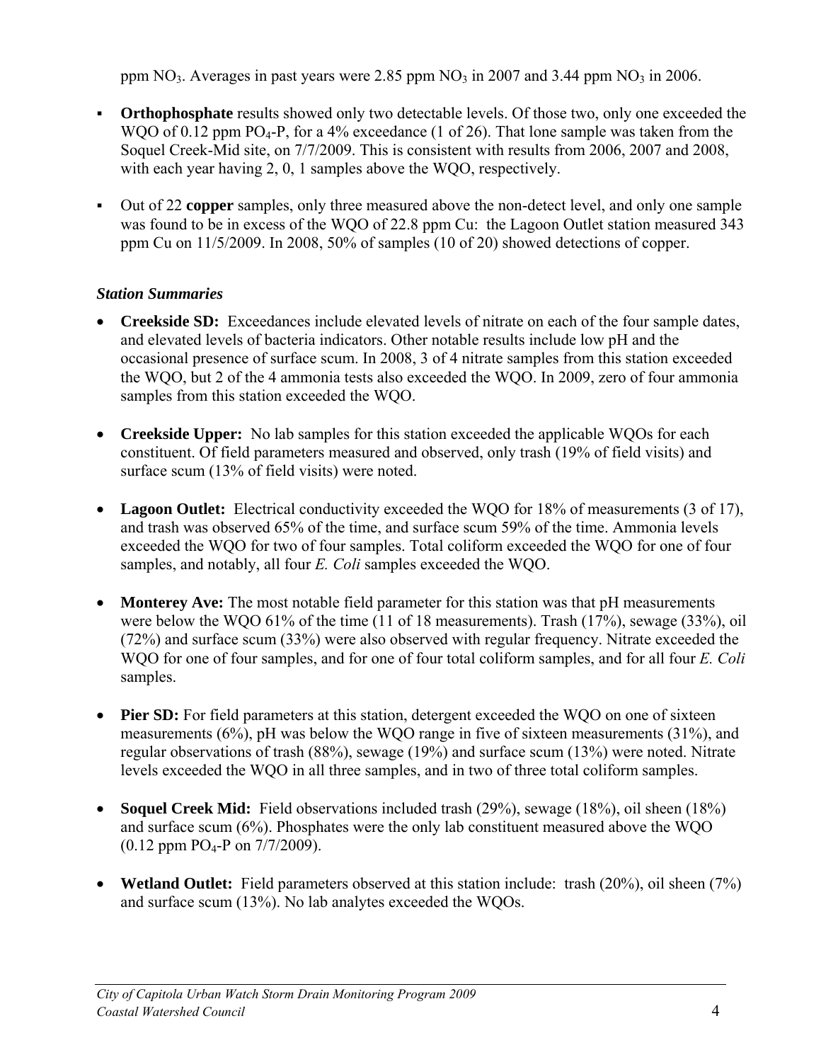ppm $NO_3$. Averages in past years were 2.85 ppm $NO_3$ in 2007 and 3.44 ppm $NO_3$ in 2006.

- **Orthophosphate** results showed only two detectable levels. Of those two, only one exceeded the WQO of 0.12 ppm $PO_4$-P, for a 4% exceedance (1 of 26). That lone sample was taken from the Soquel Creek-Mid site, on 7/7/2009. This is consistent with results from 2006, 2007 and 2008, with each year having 2, 0, 1 samples above the WQO, respectively.

- Out of 22 **copper** samples, only three measured above the non-detect level, and only one sample was found to be in excess of the WQO of 22.8 ppm Cu: the Lagoon Outlet station measured 343 ppm Cu on 11/5/2009. In 2008, 50% of samples (10 of 20) showed detections of copper.

### *Station Summaries*

- **Creekside SD:** Exceedances include elevated levels of nitrate on each of the four sample dates, and elevated levels of bacteria indicators. Other notable results include low pH and the occasional presence of surface scum. In 2008, 3 of 4 nitrate samples from this station exceeded the WQO, but 2 of the 4 ammonia tests also exceeded the WQO. In 2009, zero of four ammonia samples from this station exceeded the WQO.

- **Creekside Upper:** No lab samples for this station exceeded the applicable WQOs for each constituent. Of field parameters measured and observed, only trash (19% of field visits) and surface scum (13% of field visits) were noted.

- **Lagoon Outlet:** Electrical conductivity exceeded the WQO for 18% of measurements (3 of 17), and trash was observed 65% of the time, and surface scum 59% of the time. Ammonia levels exceeded the WQO for two of four samples. Total coliform exceeded the WQO for one of four samples, and notably, all four *E. Coli* samples exceeded the WQO.

- **Monterey Ave:** The most notable field parameter for this station was that pH measurements were below the WQO 61% of the time (11 of 18 measurements). Trash (17%), sewage (33%), oil (72%) and surface scum (33%) were also observed with regular frequency. Nitrate exceeded the WQO for one of four samples, and for one of four total coliform samples, and for all four *E. Coli* samples.

- **Pier SD:** For field parameters at this station, detergent exceeded the WQO on one of sixteen measurements (6%), pH was below the WQO range in five of sixteen measurements (31%), and regular observations of trash (88%), sewage (19%) and surface scum (13%) were noted. Nitrate levels exceeded the WQO in all three samples, and in two of three total coliform samples.

- **Soquel Creek Mid:** Field observations included trash (29%), sewage (18%), oil sheen (18%) and surface scum (6%). Phosphates were the only lab constituent measured above the WQO (0.12 ppm $PO_4$-P on 7/7/2009).

- **Wetland Outlet:** Field parameters observed at this station include: trash (20%), oil sheen (7%) and surface scum (13%). No lab analytes exceeded the WQOs.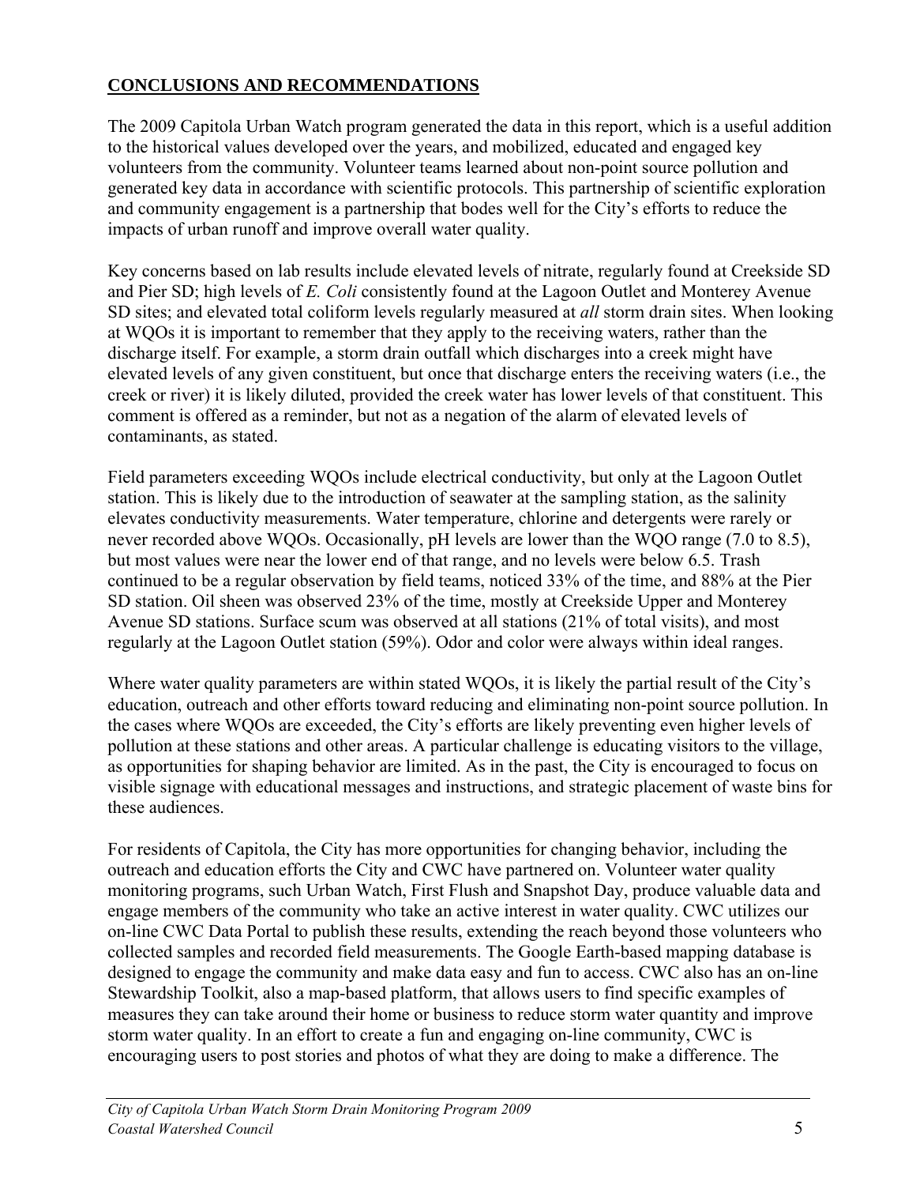## **CONCLUSIONS AND RECOMMENDATIONS**

The 2009 Capitola Urban Watch program generated the data in this report, which is a useful addition to the historical values developed over the years, and mobilized, educated and engaged key volunteers from the community. Volunteer teams learned about non-point source pollution and generated key data in accordance with scientific protocols. This partnership of scientific exploration and community engagement is a partnership that bodes well for the City's efforts to reduce the impacts of urban runoff and improve overall water quality.

Key concerns based on lab results include elevated levels of nitrate, regularly found at Creekside SD and Pier SD; high levels of *E. Coli* consistently found at the Lagoon Outlet and Monterey Avenue SD sites; and elevated total coliform levels regularly measured at *all* storm drain sites. When looking at WQOs it is important to remember that they apply to the receiving waters, rather than the discharge itself. For example, a storm drain outfall which discharges into a creek might have elevated levels of any given constituent, but once that discharge enters the receiving waters (i.e., the creek or river) it is likely diluted, provided the creek water has lower levels of that constituent. This comment is offered as a reminder, but not as a negation of the alarm of elevated levels of contaminants, as stated.

Field parameters exceeding WQOs include electrical conductivity, but only at the Lagoon Outlet station. This is likely due to the introduction of seawater at the sampling station, as the salinity elevates conductivity measurements. Water temperature, chlorine and detergents were rarely or never recorded above WQOs. Occasionally, pH levels are lower than the WQO range (7.0 to 8.5), but most values were near the lower end of that range, and no levels were below 6.5. Trash continued to be a regular observation by field teams, noticed 33% of the time, and 88% at the Pier SD station. Oil sheen was observed 23% of the time, mostly at Creekside Upper and Monterey Avenue SD stations. Surface scum was observed at all stations (21% of total visits), and most regularly at the Lagoon Outlet station (59%). Odor and color were always within ideal ranges.

Where water quality parameters are within stated WQOs, it is likely the partial result of the City's education, outreach and other efforts toward reducing and eliminating non-point source pollution. In the cases where WQOs are exceeded, the City's efforts are likely preventing even higher levels of pollution at these stations and other areas. A particular challenge is educating visitors to the village, as opportunities for shaping behavior are limited. As in the past, the City is encouraged to focus on visible signage with educational messages and instructions, and strategic placement of waste bins for these audiences.

For residents of Capitola, the City has more opportunities for changing behavior, including the outreach and education efforts the City and CWC have partnered on. Volunteer water quality monitoring programs, such Urban Watch, First Flush and Snapshot Day, produce valuable data and engage members of the community who take an active interest in water quality. CWC utilizes our on-line CWC Data Portal to publish these results, extending the reach beyond those volunteers who collected samples and recorded field measurements. The Google Earth-based mapping database is designed to engage the community and make data easy and fun to access. CWC also has an on-line Stewardship Toolkit, also a map-based platform, that allows users to find specific examples of measures they can take around their home or business to reduce storm water quantity and improve storm water quality. In an effort to create a fun and engaging on-line community, CWC is encouraging users to post stories and photos of what they are doing to make a difference. The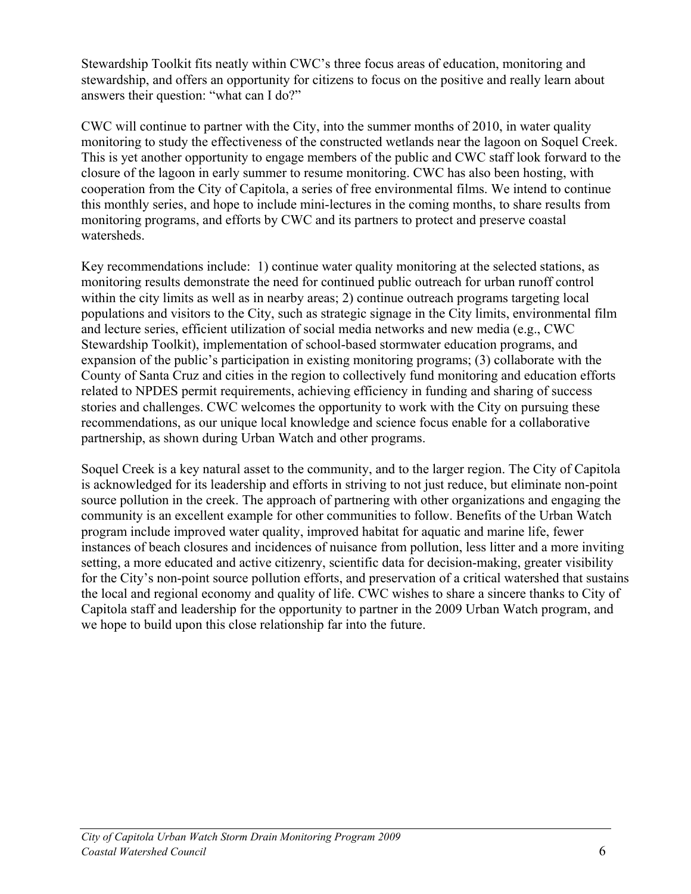Stewardship Toolkit fits neatly within CWC's three focus areas of education, monitoring and stewardship, and offers an opportunity for citizens to focus on the positive and really learn about answers their question: "what can I do?"

CWC will continue to partner with the City, into the summer months of 2010, in water quality monitoring to study the effectiveness of the constructed wetlands near the lagoon on Soquel Creek. This is yet another opportunity to engage members of the public and CWC staff look forward to the closure of the lagoon in early summer to resume monitoring. CWC has also been hosting, with cooperation from the City of Capitola, a series of free environmental films. We intend to continue this monthly series, and hope to include mini-lectures in the coming months, to share results from monitoring programs, and efforts by CWC and its partners to protect and preserve coastal watersheds.

Key recommendations include: 1) continue water quality monitoring at the selected stations, as monitoring results demonstrate the need for continued public outreach for urban runoff control within the city limits as well as in nearby areas; 2) continue outreach programs targeting local populations and visitors to the City, such as strategic signage in the City limits, environmental film and lecture series, efficient utilization of social media networks and new media (e.g., CWC Stewardship Toolkit), implementation of school-based stormwater education programs, and expansion of the public's participation in existing monitoring programs; (3) collaborate with the County of Santa Cruz and cities in the region to collectively fund monitoring and education efforts related to NPDES permit requirements, achieving efficiency in funding and sharing of success stories and challenges. CWC welcomes the opportunity to work with the City on pursuing these recommendations, as our unique local knowledge and science focus enable for a collaborative partnership, as shown during Urban Watch and other programs.

Soquel Creek is a key natural asset to the community, and to the larger region. The City of Capitola is acknowledged for its leadership and efforts in striving to not just reduce, but eliminate non-point source pollution in the creek. The approach of partnering with other organizations and engaging the community is an excellent example for other communities to follow. Benefits of the Urban Watch program include improved water quality, improved habitat for aquatic and marine life, fewer instances of beach closures and incidences of nuisance from pollution, less litter and a more inviting setting, a more educated and active citizenry, scientific data for decision-making, greater visibility for the City's non-point source pollution efforts, and preservation of a critical watershed that sustains the local and regional economy and quality of life. CWC wishes to share a sincere thanks to City of Capitola staff and leadership for the opportunity to partner in the 2009 Urban Watch program, and we hope to build upon this close relationship far into the future.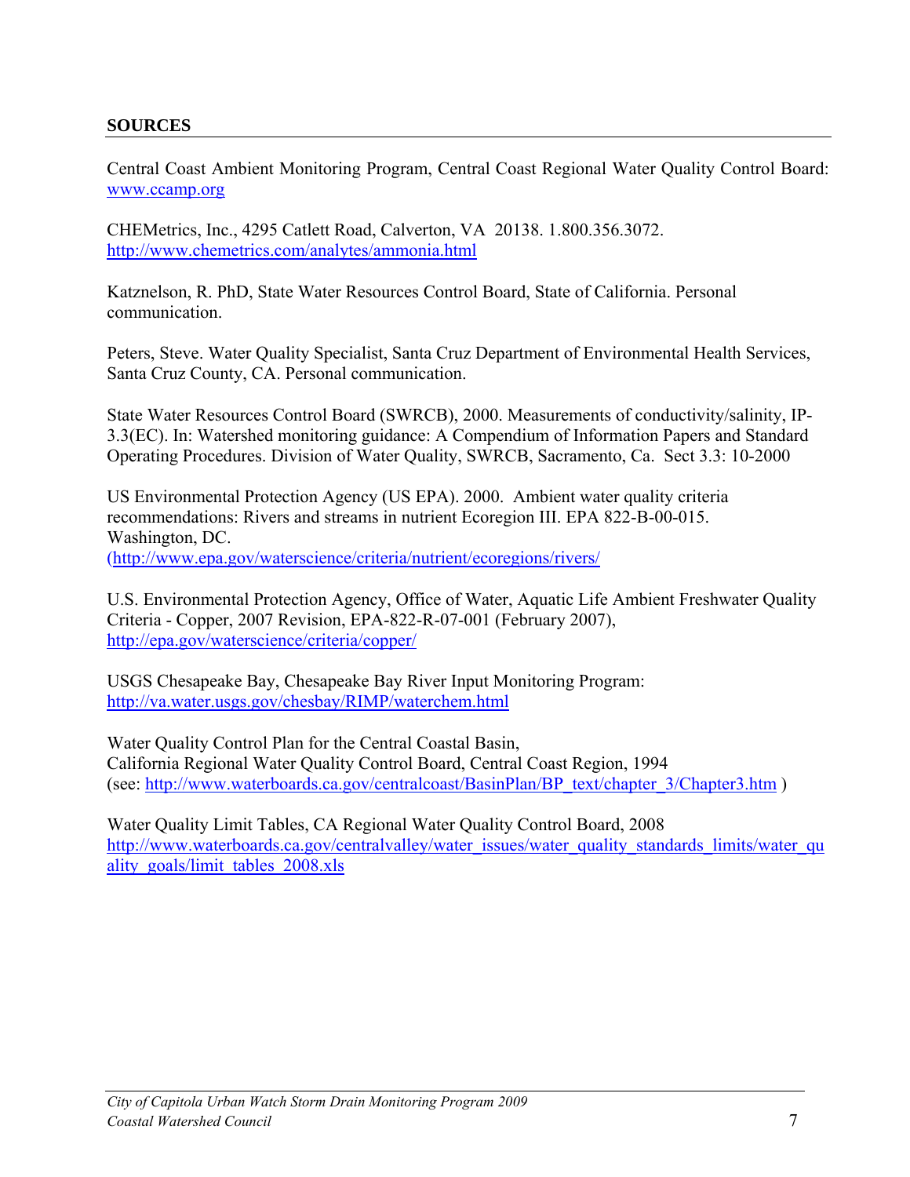## SOURCES

Central Coast Ambient Monitoring Program, Central Coast Regional Water Quality Control Board: www.ccamp.org

CHEMetrics, Inc., 4295 Catlett Road, Calverton, VA 20138. 1.800.356.3072. http://www.chemetrics.com/analytes/ammonia.html

Katznelson, R. PhD, State Water Resources Control Board, State of California. Personal communication.

Peters, Steve. Water Quality Specialist, Santa Cruz Department of Environmental Health Services, Santa Cruz County, CA. Personal communication.

State Water Resources Control Board (SWRCB), 2000. Measurements of conductivity/salinity, IP-3.3(EC). In: Watershed monitoring guidance: A Compendium of Information Papers and Standard Operating Procedures. Division of Water Quality, SWRCB, Sacramento, Ca. Sect 3.3: 10-2000

US Environmental Protection Agency (US EPA). 2000. Ambient water quality criteria recommendations: Rivers and streams in nutrient Ecoregion III. EPA 822-B-00-015. Washington, DC. (http://www.epa.gov/waterscience/criteria/nutrient/ecoregions/rivers/

U.S. Environmental Protection Agency, Office of Water, Aquatic Life Ambient Freshwater Quality Criteria - Copper, 2007 Revision, EPA-822-R-07-001 (February 2007), http://epa.gov/waterscience/criteria/copper/

USGS Chesapeake Bay, Chesapeake Bay River Input Monitoring Program: http://va.water.usgs.gov/chesbay/RIMP/waterchem.html

Water Quality Control Plan for the Central Coastal Basin,
California Regional Water Quality Control Board, Central Coast Region, 1994
(see: http://www.waterboards.ca.gov/centralcoast/BasinPlan/BP_text/chapter_3/Chapter3.htm )

Water Quality Limit Tables, CA Regional Water Quality Control Board, 2008
http://www.waterboards.ca.gov/centralvalley/water_issues/water_quality_standards_limits/water_quality_goals/limit_tables_2008.xls